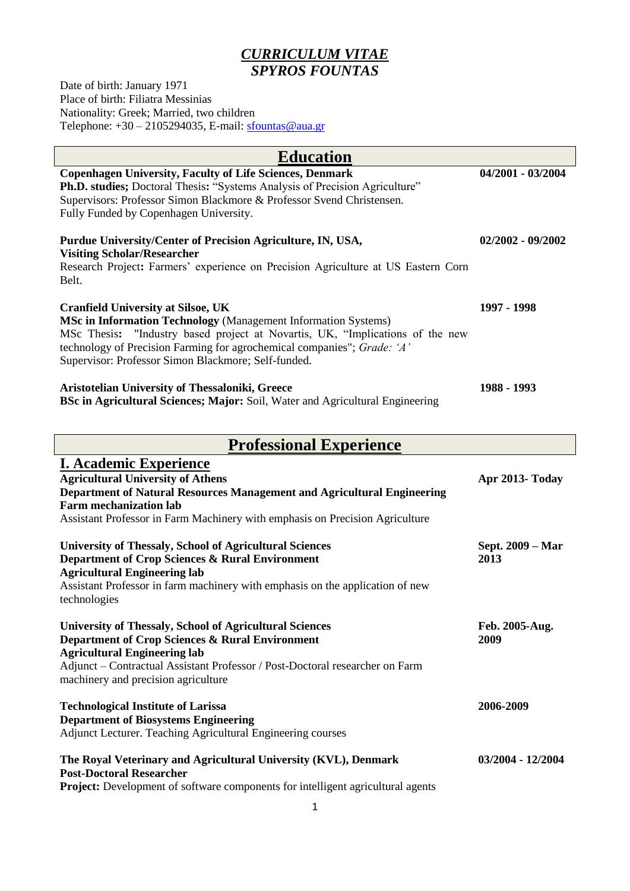# *CURRICULUM VITAE*
# *SPYROS FOUNTAS*

Date of birth: January 1971
Place of birth: Filiatra Messinias
Nationality: Greek; Married, two children
Telephone: +30 – 2105294035, E-mail: sfountas@aua.gr

## Education

**Copenhagen University, Faculty of Life Sciences, Denmark** — **04/2001 - 03/2004**
**Ph.D. studies;** Doctoral Thesis**:** "Systems Analysis of Precision Agriculture"
Supervisors: Professor Simon Blackmore & Professor Svend Christensen.
Fully Funded by Copenhagen University.

**Purdue University/Center of Precision Agriculture, IN, USA,** — **02/2002 - 09/2002**
**Visiting Scholar/Researcher**
Research Project**:** Farmers' experience on Precision Agriculture at US Eastern Corn Belt.

**Cranfield University at Silsoe, UK** — **1997 - 1998**
**MSc in Information Technology** (Management Information Systems)
MSc Thesis**:** "Industry based project at Novartis, UK, "Implications of the new technology of Precision Farming for agrochemical companies"; *Grade: 'A'*
Supervisor: Professor Simon Blackmore; Self-funded.

**Aristotelian University of Thessaloniki, Greece** — **1988 - 1993**
**BSc in Agricultural Sciences; Major:** Soil, Water and Agricultural Engineering

## Professional Experience

### I. Academic Experience

**Agricultural University of Athens** — **Apr 2013- Today**
**Department of Natural Resources Management and Agricultural Engineering**
**Farm mechanization lab**
Assistant Professor in Farm Machinery with emphasis on Precision Agriculture

**University of Thessaly, School of Agricultural Sciences** — **Sept. 2009 – Mar 2013**
**Department of Crop Sciences & Rural Environment**
**Agricultural Engineering lab**
Assistant Professor in farm machinery with emphasis on the application of new technologies

**University of Thessaly, School of Agricultural Sciences** — **Feb. 2005-Aug. 2009**
**Department of Crop Sciences & Rural Environment**
**Agricultural Engineering lab**
Adjunct – Contractual Assistant Professor / Post-Doctoral researcher on Farm machinery and precision agriculture

**Technological Institute of Larissa** — **2006-2009**
**Department of Biosystems Engineering**
Adjunct Lecturer. Teaching Agricultural Engineering courses

**The Royal Veterinary and Agricultural University (KVL), Denmark** — **03/2004 - 12/2004**
**Post-Doctoral Researcher**
**Project:** Development of software components for intelligent agricultural agents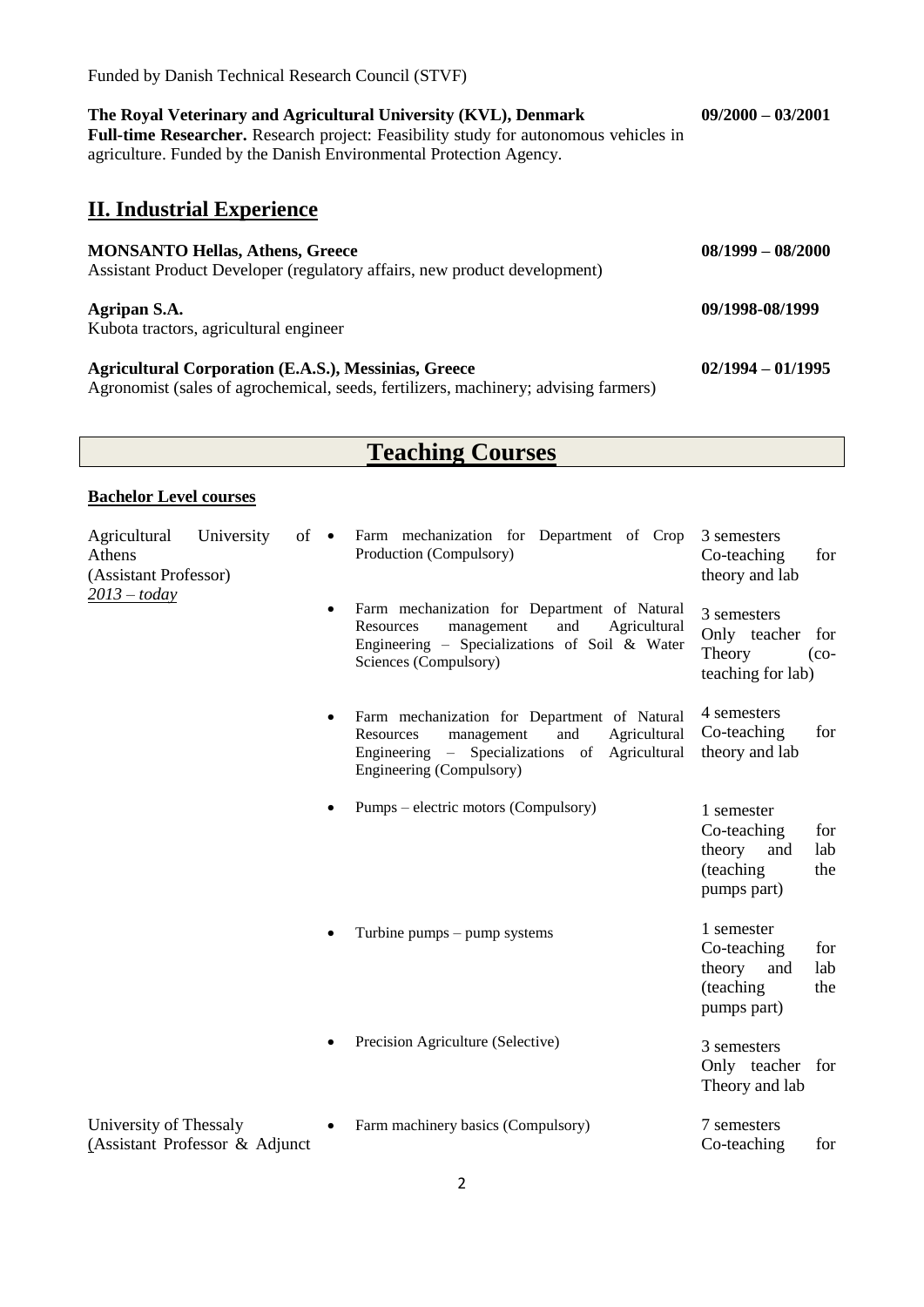Funded by Danish Technical Research Council (STVF)

**The Royal Veterinary and Agricultural University (KVL), Denmark** **09/2000 – 03/2001**
**Full-time Researcher.** Research project: Feasibility study for autonomous vehicles in agriculture. Funded by the Danish Environmental Protection Agency.

## II. Industrial Experience

**MONSANTO Hellas, Athens, Greece** **08/1999 – 08/2000**
Assistant Product Developer (regulatory affairs, new product development)

**Agripan S.A.** **09/1998-08/1999**
Kubota tractors, agricultural engineer

**Agricultural Corporation (E.A.S.), Messinias, Greece** **02/1994 – 01/1995**
Agronomist (sales of agrochemical, seeds, fertilizers, machinery; advising farmers)

# Teaching Courses

**Bachelor Level courses**

| Institution | Course | Details |
| --- | --- | --- |
| Agricultural University of Athens (Assistant Professor) *2013 – today* | • Farm mechanization for Department of Crop Production (Compulsory) | 3 semesters Co-teaching for theory and lab |
| | • Farm mechanization for Department of Natural Resources management and Agricultural Engineering – Specializations of Soil & Water Sciences (Compulsory) | 3 semesters Only teacher for Theory (co-teaching for lab) |
| | • Farm mechanization for Department of Natural Resources management and Agricultural Engineering – Specializations of Agricultural Engineering (Compulsory) | 4 semesters Co-teaching for theory and lab |
| | • Pumps – electric motors (Compulsory) | 1 semester Co-teaching for theory and lab (teaching the pumps part) |
| | • Turbine pumps – pump systems | 1 semester Co-teaching for theory and lab (teaching the pumps part) |
| | • Precision Agriculture (Selective) | 3 semesters Only teacher for Theory and lab |
| University of Thessaly (Assistant Professor & Adjunct | • Farm machinery basics (Compulsory) | 7 semesters Co-teaching for |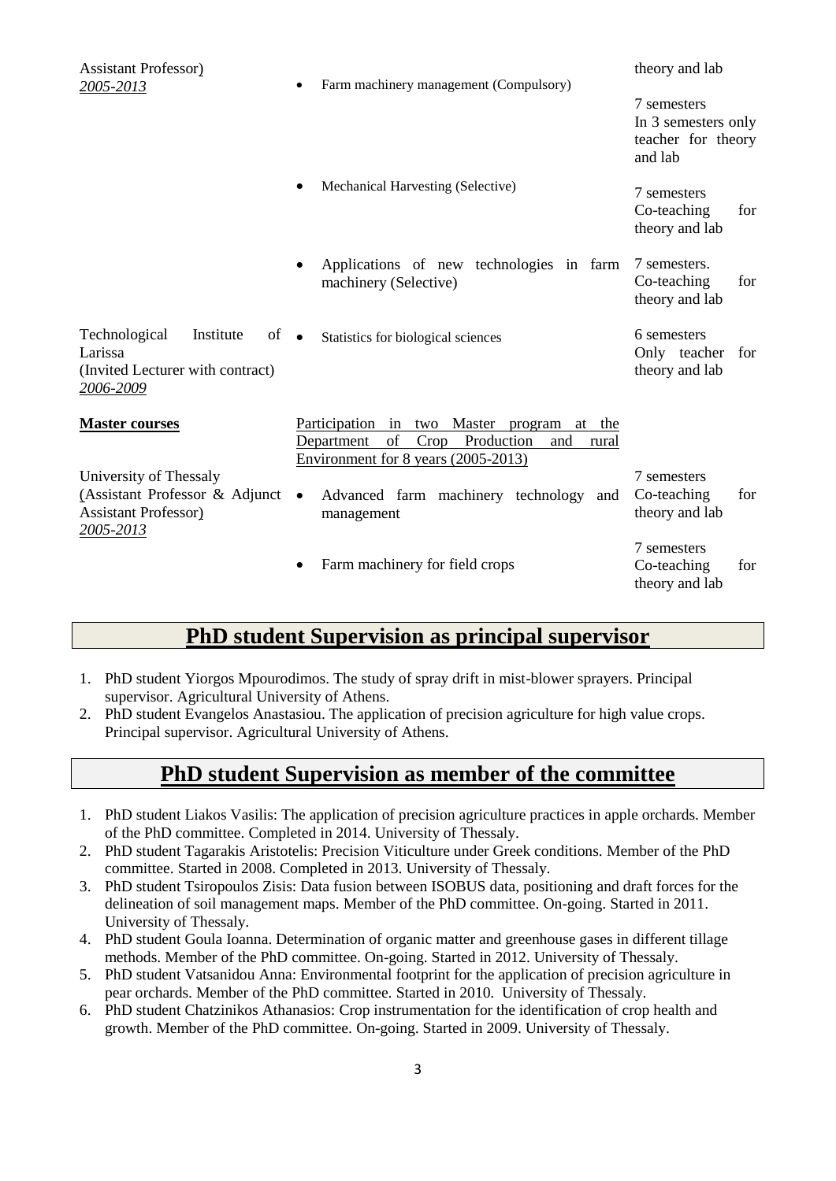| | | |
|---|---|---|
| Assistant Professor)<br>*2005-2013* | • Farm machinery management (Compulsory) | theory and lab<br><br>7 semesters<br>In 3 semesters only teacher for theory and lab |
| | • Mechanical Harvesting (Selective) | 7 semesters<br>Co-teaching for theory and lab |
| | • Applications of new technologies in farm machinery (Selective) | 7 semesters.<br>Co-teaching for theory and lab |
| Technological Institute of Larissa<br>(Invited Lecturer with contract)<br>*2006-2009* | • Statistics for biological sciences | 6 semesters<br>Only teacher for theory and lab |
| **Master courses** | Participation in two Master program at the Department of Crop Production and rural Environment for 8 years (2005-2013) | |
| University of Thessaly<br>(Assistant Professor & Adjunct Assistant Professor)<br>*2005-2013* | • Advanced farm machinery technology and management | 7 semesters<br>Co-teaching for theory and lab |
| | • Farm machinery for field crops | 7 semesters<br>Co-teaching for theory and lab |

## PhD student Supervision as principal supervisor

1. PhD student Yiorgos Mpourodimos. The study of spray drift in mist-blower sprayers. Principal supervisor. Agricultural University of Athens.
2. PhD student Evangelos Anastasiou. The application of precision agriculture for high value crops. Principal supervisor. Agricultural University of Athens.

## PhD student Supervision as member of the committee

1. PhD student Liakos Vasilis: The application of precision agriculture practices in apple orchards. Member of the PhD committee. Completed in 2014. University of Thessaly.
2. PhD student Tagarakis Aristotelis: Precision Viticulture under Greek conditions. Member of the PhD committee. Started in 2008. Completed in 2013. University of Thessaly.
3. PhD student Tsiropoulos Zisis: Data fusion between ISOBUS data, positioning and draft forces for the delineation of soil management maps. Member of the PhD committee. On-going. Started in 2011. University of Thessaly.
4. PhD student Goula Ioanna. Determination of organic matter and greenhouse gases in different tillage methods. Member of the PhD committee. On-going. Started in 2012. University of Thessaly.
5. PhD student Vatsanidou Anna: Environmental footprint for the application of precision agriculture in pear orchards. Member of the PhD committee. Started in 2010. University of Thessaly.
6. PhD student Chatzinikos Athanasios: Crop instrumentation for the identification of crop health and growth. Member of the PhD committee. On-going. Started in 2009. University of Thessaly.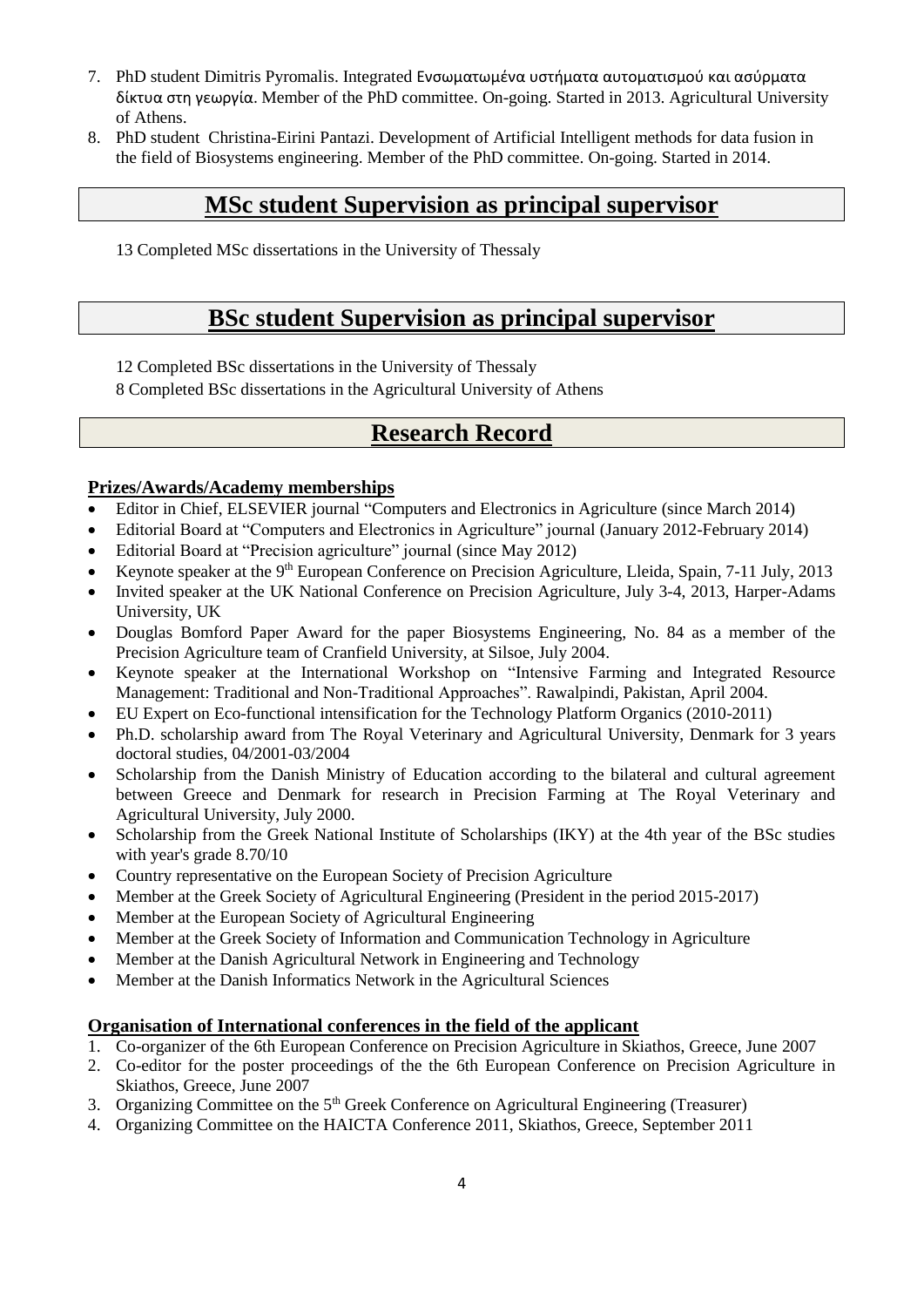7. PhD student Dimitris Pyromalis. Integrated Ενσωματωμένα υστήματα αυτοματισμού και ασύρματα δίκτυα στη γεωργία. Member of the PhD committee. On-going. Started in 2013. Agricultural University of Athens.
8. PhD student Christina-Eirini Pantazi. Development of Artificial Intelligent methods for data fusion in the field of Biosystems engineering. Member of the PhD committee. On-going. Started in 2014.

## MSc student Supervision as principal supervisor

13 Completed MSc dissertations in the University of Thessaly

## BSc student Supervision as principal supervisor

12 Completed BSc dissertations in the University of Thessaly

8 Completed BSc dissertations in the Agricultural University of Athens

## Research Record

### Prizes/Awards/Academy memberships

- Editor in Chief, ELSEVIER journal "Computers and Electronics in Agriculture (since March 2014)
- Editorial Board at "Computers and Electronics in Agriculture" journal (January 2012-February 2014)
- Editorial Board at "Precision agriculture" journal (since May 2012)
- Keynote speaker at the 9th European Conference on Precision Agriculture, Lleida, Spain, 7-11 July, 2013
- Invited speaker at the UK National Conference on Precision Agriculture, July 3-4, 2013, Harper-Adams University, UK
- Douglas Bomford Paper Award for the paper Biosystems Engineering, No. 84 as a member of the Precision Agriculture team of Cranfield University, at Silsoe, July 2004.
- Keynote speaker at the International Workshop on "Intensive Farming and Integrated Resource Management: Traditional and Non-Traditional Approaches". Rawalpindi, Pakistan, April 2004.
- EU Expert on Eco-functional intensification for the Technology Platform Organics (2010-2011)
- Ph.D. scholarship award from The Royal Veterinary and Agricultural University, Denmark for 3 years doctoral studies, 04/2001-03/2004
- Scholarship from the Danish Ministry of Education according to the bilateral and cultural agreement between Greece and Denmark for research in Precision Farming at The Royal Veterinary and Agricultural University, July 2000.
- Scholarship from the Greek National Institute of Scholarships (IKY) at the 4th year of the BSc studies with year's grade 8.70/10
- Country representative on the European Society of Precision Agriculture
- Member at the Greek Society of Agricultural Engineering (President in the period 2015-2017)
- Member at the European Society of Agricultural Engineering
- Member at the Greek Society of Information and Communication Technology in Agriculture
- Member at the Danish Agricultural Network in Engineering and Technology
- Member at the Danish Informatics Network in the Agricultural Sciences

### Organisation of International conferences in the field of the applicant

1. Co-organizer of the 6th European Conference on Precision Agriculture in Skiathos, Greece, June 2007
2. Co-editor for the poster proceedings of the the 6th European Conference on Precision Agriculture in Skiathos, Greece, June 2007
3. Organizing Committee on the 5th Greek Conference on Agricultural Engineering (Treasurer)
4. Organizing Committee on the HAICTA Conference 2011, Skiathos, Greece, September 2011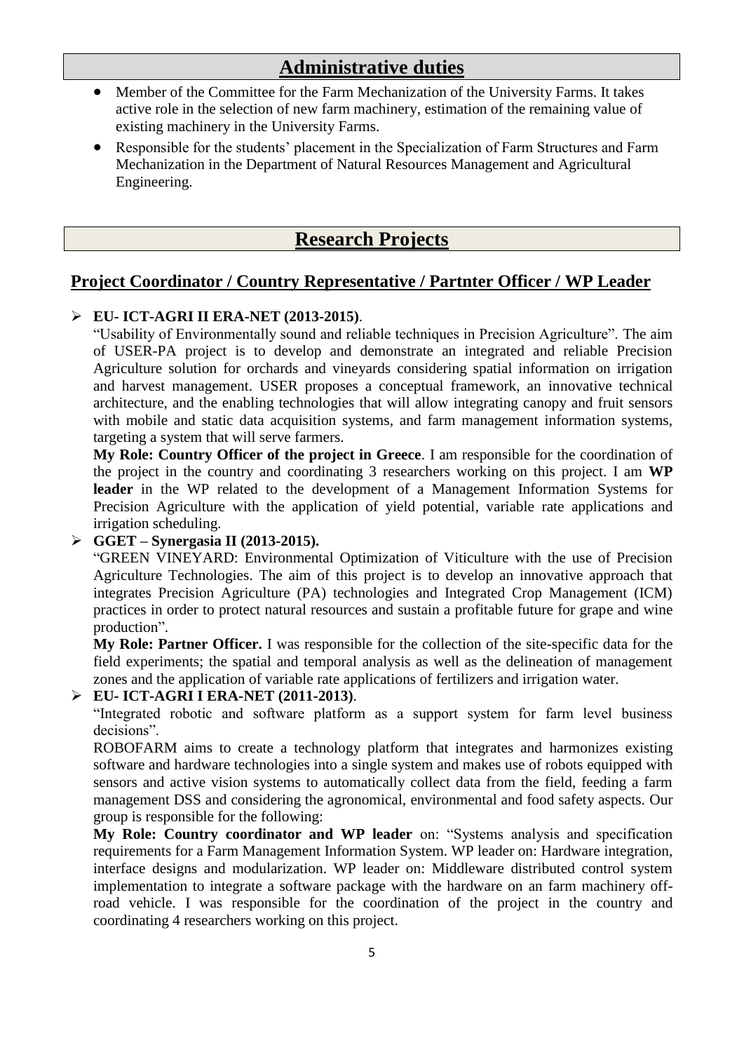## Administrative duties

- Member of the Committee for the Farm Mechanization of the University Farms. It takes active role in the selection of new farm machinery, estimation of the remaining value of existing machinery in the University Farms.
- Responsible for the students' placement in the Specialization of Farm Structures and Farm Mechanization in the Department of Natural Resources Management and Agricultural Engineering.

## Research Projects

### Project Coordinator / Country Representative / Partnter Officer / WP Leader

- **EU- ICT-AGRI II ERA-NET (2013-2015)**.
  "Usability of Environmentally sound and reliable techniques in Precision Agriculture". The aim of USER-PA project is to develop and demonstrate an integrated and reliable Precision Agriculture solution for orchards and vineyards considering spatial information on irrigation and harvest management. USER proposes a conceptual framework, an innovative technical architecture, and the enabling technologies that will allow integrating canopy and fruit sensors with mobile and static data acquisition systems, and farm management information systems, targeting a system that will serve farmers.
  **My Role: Country Officer of the project in Greece**. I am responsible for the coordination of the project in the country and coordinating 3 researchers working on this project. I am **WP leader** in the WP related to the development of a Management Information Systems for Precision Agriculture with the application of yield potential, variable rate applications and irrigation scheduling.
- **GGET – Synergasia II (2013-2015).**
  "GREEN VINEYARD: Environmental Optimization of Viticulture with the use of Precision Agriculture Technologies. The aim of this project is to develop an innovative approach that integrates Precision Agriculture (PA) technologies and Integrated Crop Management (ICM) practices in order to protect natural resources and sustain a profitable future for grape and wine production".
  **My Role: Partner Officer.** I was responsible for the collection of the site-specific data for the field experiments; the spatial and temporal analysis as well as the delineation of management zones and the application of variable rate applications of fertilizers and irrigation water.
- **EU- ICT-AGRI I ERA-NET (2011-2013)**.
  "Integrated robotic and software platform as a support system for farm level business decisions".
  ROBOFARM aims to create a technology platform that integrates and harmonizes existing software and hardware technologies into a single system and makes use of robots equipped with sensors and active vision systems to automatically collect data from the field, feeding a farm management DSS and considering the agronomical, environmental and food safety aspects. Our group is responsible for the following:
  **My Role: Country coordinator and WP leader** on: "Systems analysis and specification requirements for a Farm Management Information System. WP leader on: Hardware integration, interface designs and modularization. WP leader on: Middleware distributed control system implementation to integrate a software package with the hardware on an farm machinery off-road vehicle. I was responsible for the coordination of the project in the country and coordinating 4 researchers working on this project.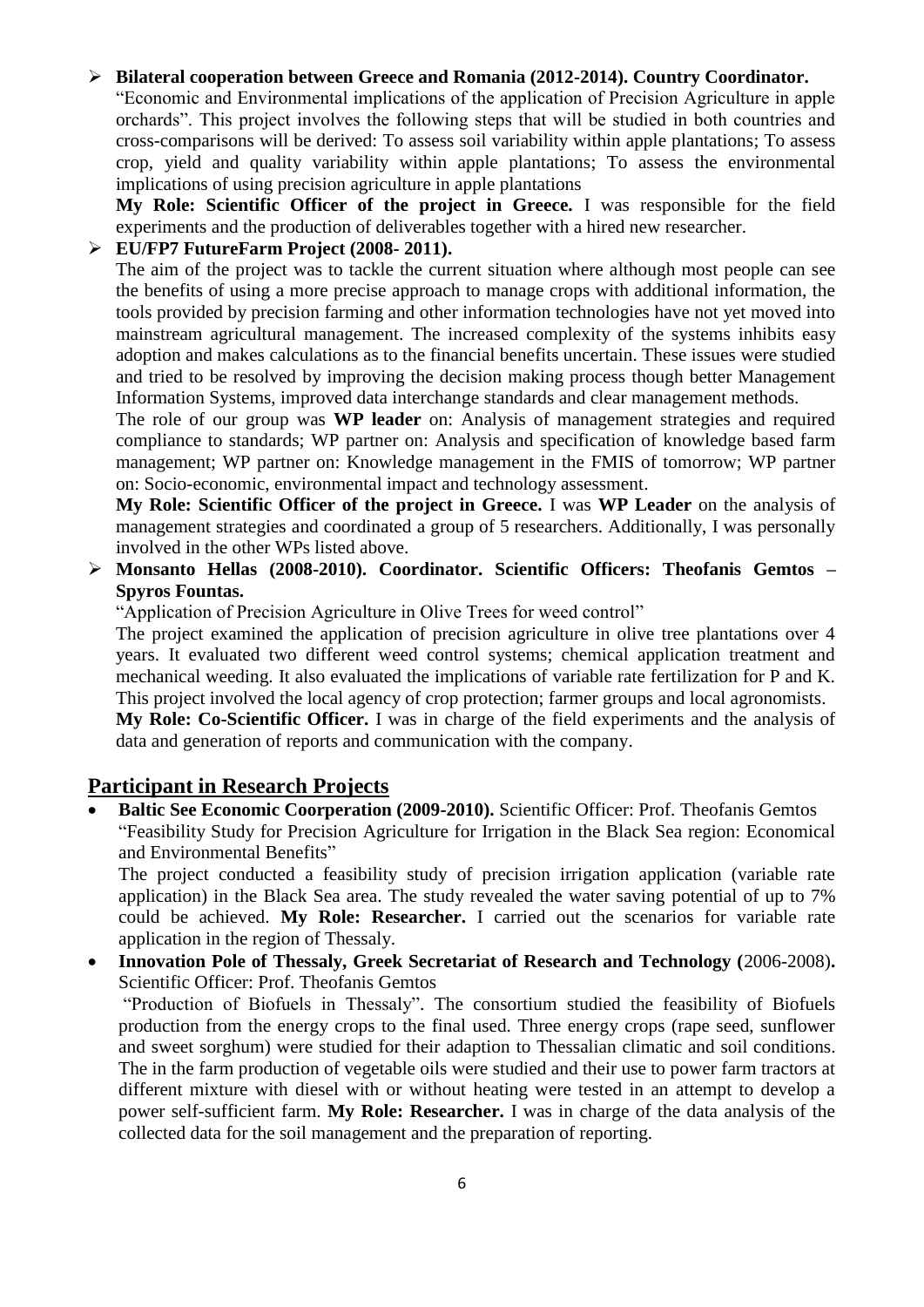- **Bilateral cooperation between Greece and Romania (2012-2014). Country Coordinator.**
  "Economic and Environmental implications of the application of Precision Agriculture in apple orchards". This project involves the following steps that will be studied in both countries and cross-comparisons will be derived: To assess soil variability within apple plantations; To assess crop, yield and quality variability within apple plantations; To assess the environmental implications of using precision agriculture in apple plantations
  **My Role: Scientific Officer of the project in Greece.** I was responsible for the field experiments and the production of deliverables together with a hired new researcher.
- **EU/FP7 FutureFarm Project (2008- 2011).**
  The aim of the project was to tackle the current situation where although most people can see the benefits of using a more precise approach to manage crops with additional information, the tools provided by precision farming and other information technologies have not yet moved into mainstream agricultural management. The increased complexity of the systems inhibits easy adoption and makes calculations as to the financial benefits uncertain. These issues were studied and tried to be resolved by improving the decision making process though better Management Information Systems, improved data interchange standards and clear management methods.
  The role of our group was **WP leader** on: Analysis of management strategies and required compliance to standards; WP partner on: Analysis and specification of knowledge based farm management; WP partner on: Knowledge management in the FMIS of tomorrow; WP partner on: Socio-economic, environmental impact and technology assessment.
  **My Role: Scientific Officer of the project in Greece.** I was **WP Leader** on the analysis of management strategies and coordinated a group of 5 researchers. Additionally, I was personally involved in the other WPs listed above.
- **Monsanto Hellas (2008-2010). Coordinator. Scientific Officers: Theofanis Gemtos – Spyros Fountas.**
  "Application of Precision Agriculture in Olive Trees for weed control"
  The project examined the application of precision agriculture in olive tree plantations over 4 years. It evaluated two different weed control systems; chemical application treatment and mechanical weeding. It also evaluated the implications of variable rate fertilization for P and K. This project involved the local agency of crop protection; farmer groups and local agronomists.
  **My Role: Co-Scientific Officer.** I was in charge of the field experiments and the analysis of data and generation of reports and communication with the company.

## Participant in Research Projects

- **Baltic See Economic Coorperation (2009-2010).** Scientific Officer: Prof. Theofanis Gemtos
  "Feasibility Study for Precision Agriculture for Irrigation in the Black Sea region: Economical and Environmental Benefits"
  The project conducted a feasibility study of precision irrigation application (variable rate application) in the Black Sea area. The study revealed the water saving potential of up to 7% could be achieved. **My Role: Researcher.** I carried out the scenarios for variable rate application in the region of Thessaly.
- **Innovation Pole of Thessaly, Greek Secretariat of Research and Technology (**2006-2008**).** Scientific Officer: Prof. Theofanis Gemtos
  "Production of Biofuels in Thessaly". The consortium studied the feasibility of Biofuels production from the energy crops to the final used. Three energy crops (rape seed, sunflower and sweet sorghum) were studied for their adaption to Thessalian climatic and soil conditions. The in the farm production of vegetable oils were studied and their use to power farm tractors at different mixture with diesel with or without heating were tested in an attempt to develop a power self-sufficient farm. **My Role: Researcher.** I was in charge of the data analysis of the collected data for the soil management and the preparation of reporting.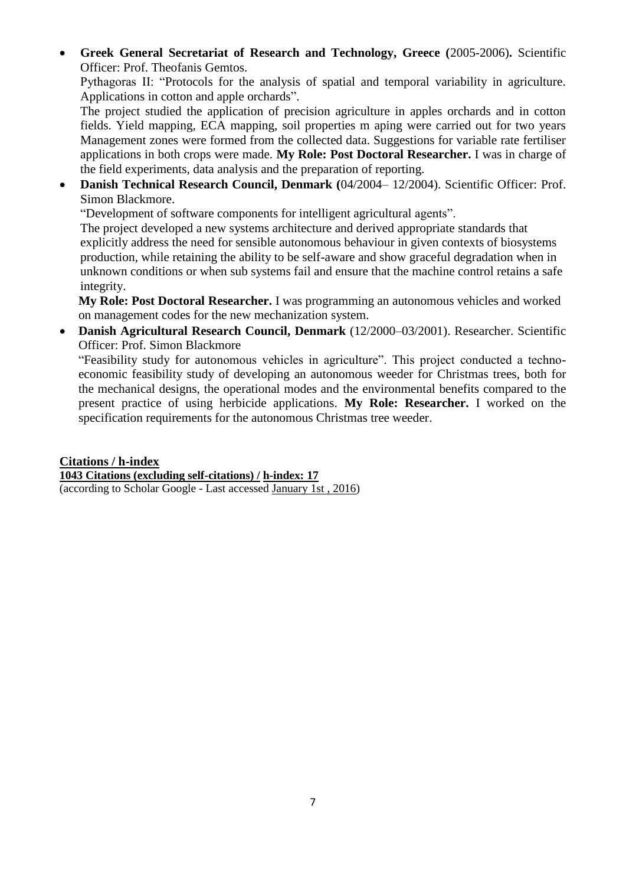- **Greek General Secretariat of Research and Technology, Greece (**2005-2006)**.** Scientific Officer: Prof. Theofanis Gemtos.

  Pythagoras II: "Protocols for the analysis of spatial and temporal variability in agriculture. Applications in cotton and apple orchards".

  The project studied the application of precision agriculture in apples orchards and in cotton fields. Yield mapping, ECA mapping, soil properties m aping were carried out for two years Management zones were formed from the collected data. Suggestions for variable rate fertiliser applications in both crops were made. **My Role: Post Doctoral Researcher.** I was in charge of the field experiments, data analysis and the preparation of reporting.

- **Danish Technical Research Council, Denmark (**04/2004– 12/2004). Scientific Officer: Prof. Simon Blackmore.

  "Development of software components for intelligent agricultural agents".

  The project developed a new systems architecture and derived appropriate standards that explicitly address the need for sensible autonomous behaviour in given contexts of biosystems production, while retaining the ability to be self-aware and show graceful degradation when in unknown conditions or when sub systems fail and ensure that the machine control retains a safe integrity.

  **My Role: Post Doctoral Researcher.** I was programming an autonomous vehicles and worked on management codes for the new mechanization system.

- **Danish Agricultural Research Council, Denmark** (12/2000–03/2001). Researcher. Scientific Officer: Prof. Simon Blackmore

  "Feasibility study for autonomous vehicles in agriculture". This project conducted a techno-economic feasibility study of developing an autonomous weeder for Christmas trees, both for the mechanical designs, the operational modes and the environmental benefits compared to the present practice of using herbicide applications. **My Role: Researcher.** I worked on the specification requirements for the autonomous Christmas tree weeder.

**Citations / h-index**

**1043 Citations (excluding self-citations) / h-index: 17**

(according to Scholar Google - Last accessed January 1st , 2016)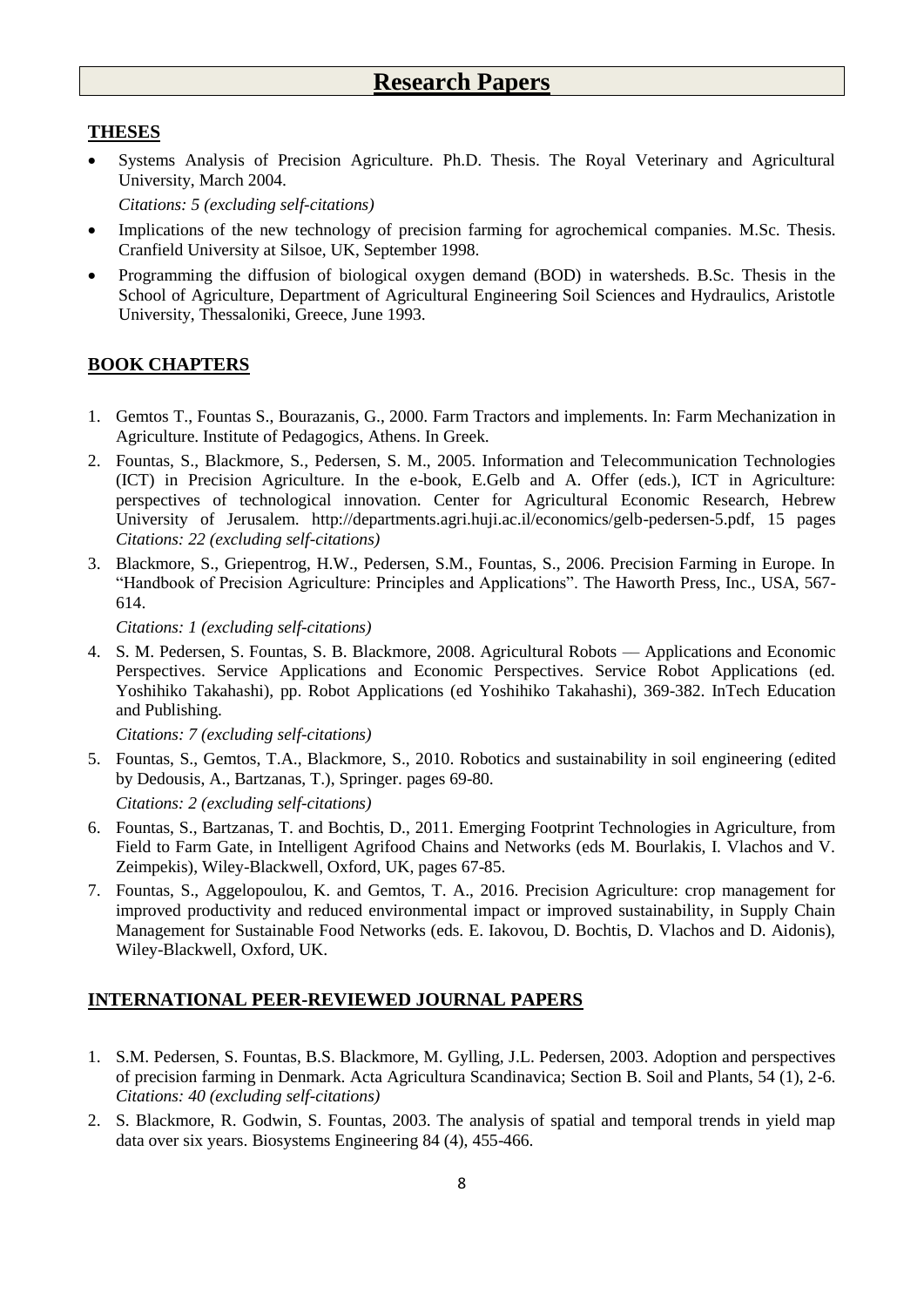# Research Papers

## THESES

- Systems Analysis of Precision Agriculture. Ph.D. Thesis. The Royal Veterinary and Agricultural University, March 2004.
  *Citations: 5 (excluding self-citations)*
- Implications of the new technology of precision farming for agrochemical companies. M.Sc. Thesis. Cranfield University at Silsoe, UK, September 1998.
- Programming the diffusion of biological oxygen demand (BOD) in watersheds. B.Sc. Thesis in the School of Agriculture, Department of Agricultural Engineering Soil Sciences and Hydraulics, Aristotle University, Thessaloniki, Greece, June 1993.

## BOOK CHAPTERS

1. Gemtos T., Fountas S., Bourazanis, G., 2000. Farm Tractors and implements. In: Farm Mechanization in Agriculture. Institute of Pedagogics, Athens. In Greek.
2. Fountas, S., Blackmore, S., Pedersen, S. M., 2005. Information and Telecommunication Technologies (ICT) in Precision Agriculture. In the e-book, E.Gelb and A. Offer (eds.), ICT in Agriculture: perspectives of technological innovation. Center for Agricultural Economic Research, Hebrew University of Jerusalem. http://departments.agri.huji.ac.il/economics/gelb-pedersen-5.pdf, 15 pages
   *Citations: 22 (excluding self-citations)*
3. Blackmore, S., Griepentrog, H.W., Pedersen, S.M., Fountas, S., 2006. Precision Farming in Europe. In "Handbook of Precision Agriculture: Principles and Applications". The Haworth Press, Inc., USA, 567-614.
   *Citations: 1 (excluding self-citations)*
4. S. M. Pedersen, S. Fountas, S. B. Blackmore, 2008. Agricultural Robots — Applications and Economic Perspectives. Service Applications and Economic Perspectives. Service Robot Applications (ed. Yoshihiko Takahashi), pp. Robot Applications (ed Yoshihiko Takahashi), 369-382. InTech Education and Publishing.
   *Citations: 7 (excluding self-citations)*
5. Fountas, S., Gemtos, T.A., Blackmore, S., 2010. Robotics and sustainability in soil engineering (edited by Dedousis, A., Bartzanas, T.), Springer. pages 69-80.
   *Citations: 2 (excluding self-citations)*
6. Fountas, S., Bartzanas, T. and Bochtis, D., 2011. Emerging Footprint Technologies in Agriculture, from Field to Farm Gate, in Intelligent Agrifood Chains and Networks (eds M. Bourlakis, I. Vlachos and V. Zeimpekis), Wiley-Blackwell, Oxford, UK, pages 67-85.
7. Fountas, S., Aggelopoulou, K. and Gemtos, T. A., 2016. Precision Agriculture: crop management for improved productivity and reduced environmental impact or improved sustainability, in Supply Chain Management for Sustainable Food Networks (eds. E. Iakovou, D. Bochtis, D. Vlachos and D. Aidonis), Wiley-Blackwell, Oxford, UK.

## INTERNATIONAL PEER-REVIEWED JOURNAL PAPERS

1. S.M. Pedersen, S. Fountas, B.S. Blackmore, M. Gylling, J.L. Pedersen, 2003. Adoption and perspectives of precision farming in Denmark. Acta Agricultura Scandinavica; Section B. Soil and Plants, 54 (1), 2-6.
   *Citations: 40 (excluding self-citations)*
2. S. Blackmore, R. Godwin, S. Fountas, 2003. The analysis of spatial and temporal trends in yield map data over six years. Biosystems Engineering 84 (4), 455-466.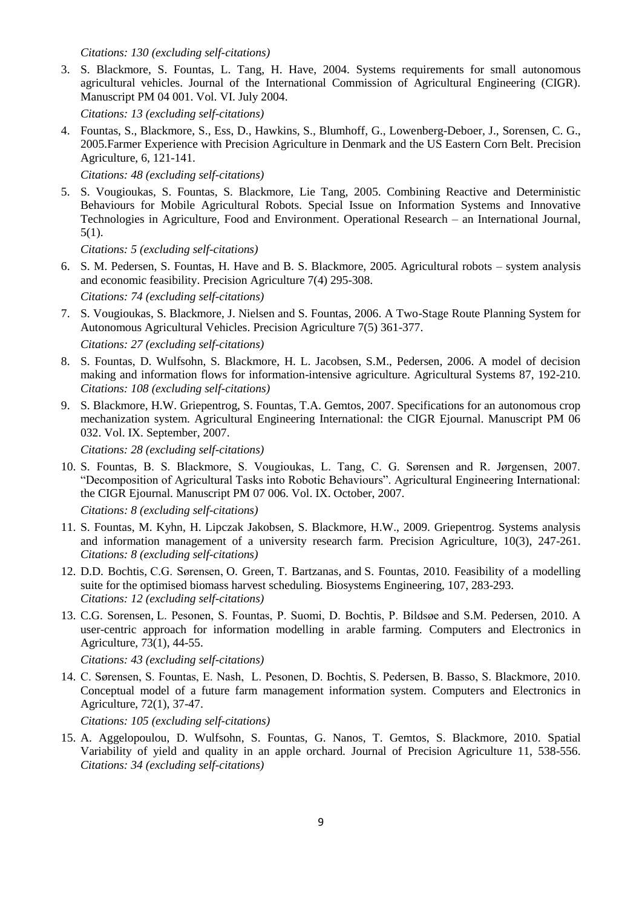*Citations: 130 (excluding self-citations)*

3. S. Blackmore, S. Fountas, L. Tang, H. Have, 2004. Systems requirements for small autonomous agricultural vehicles. Journal of the International Commission of Agricultural Engineering (CIGR). Manuscript PM 04 001. Vol. VI. July 2004.

   *Citations: 13 (excluding self-citations)*

4. Fountas, S., Blackmore, S., Ess, D., Hawkins, S., Blumhoff, G., Lowenberg-Deboer, J., Sorensen, C. G., 2005.Farmer Experience with Precision Agriculture in Denmark and the US Eastern Corn Belt. Precision Agriculture, 6, 121-141.

   *Citations: 48 (excluding self-citations)*

5. S. Vougioukas, S. Fountas, S. Blackmore, Lie Tang, 2005. Combining Reactive and Deterministic Behaviours for Mobile Agricultural Robots. Special Issue on Information Systems and Innovative Technologies in Agriculture, Food and Environment. Operational Research – an International Journal, 5(1).

   *Citations: 5 (excluding self-citations)*

6. S. M. Pedersen, S. Fountas, H. Have and B. S. Blackmore, 2005. Agricultural robots – system analysis and economic feasibility. Precision Agriculture 7(4) 295-308.

   *Citations: 74 (excluding self-citations)*

7. S. Vougioukas, S. Blackmore, J. Nielsen and S. Fountas, 2006. A Two-Stage Route Planning System for Autonomous Agricultural Vehicles. Precision Agriculture 7(5) 361-377.

   *Citations: 27 (excluding self-citations)*

8. S. Fountas, D. Wulfsohn, S. Blackmore, H. L. Jacobsen, S.M., Pedersen, 2006. A model of decision making and information flows for information-intensive agriculture. Agricultural Systems 87, 192-210. *Citations: 108 (excluding self-citations)*

9. S. Blackmore, H.W. Griepentrog, S. Fountas, T.A. Gemtos, 2007. Specifications for an autonomous crop mechanization system. Agricultural Engineering International: the CIGR Ejournal. Manuscript PM 06 032. Vol. IX. September, 2007.

   *Citations: 28 (excluding self-citations)*

10. S. Fountas, B. S. Blackmore, S. Vougioukas, L. Tang, C. G. Sørensen and R. Jørgensen, 2007. "Decomposition of Agricultural Tasks into Robotic Behaviours". Agricultural Engineering International: the CIGR Ejournal. Manuscript PM 07 006. Vol. IX. October, 2007.

    *Citations: 8 (excluding self-citations)*

11. S. Fountas, M. Kyhn, H. Lipczak Jakobsen, S. Blackmore, H.W., 2009. Griepentrog. Systems analysis and information management of a university research farm. Precision Agriculture, 10(3), 247-261. *Citations: 8 (excluding self-citations)*

12. D.D. Bochtis, C.G. Sørensen, O. Green, T. Bartzanas, and S. Fountas, 2010. Feasibility of a modelling suite for the optimised biomass harvest scheduling. Biosystems Engineering, 107, 283-293. *Citations: 12 (excluding self-citations)*

13. C.G. Sorensen, L. Pesonen, S. Fountas, P. Suomi, D. Bochtis, P. Bildsøe and S.M. Pedersen, 2010. A user-centric approach for information modelling in arable farming. Computers and Electronics in Agriculture, 73(1), 44-55.

    *Citations: 43 (excluding self-citations)*

14. C. Sørensen, S. Fountas, E. Nash, L. Pesonen, D. Bochtis, S. Pedersen, B. Basso, S. Blackmore, 2010. Conceptual model of a future farm management information system. Computers and Electronics in Agriculture, 72(1), 37-47.

    *Citations: 105 (excluding self-citations)*

15. A. Aggelopoulou, D. Wulfsohn, S. Fountas, G. Nanos, T. Gemtos, S. Blackmore, 2010. Spatial Variability of yield and quality in an apple orchard. Journal of Precision Agriculture 11, 538-556. *Citations: 34 (excluding self-citations)*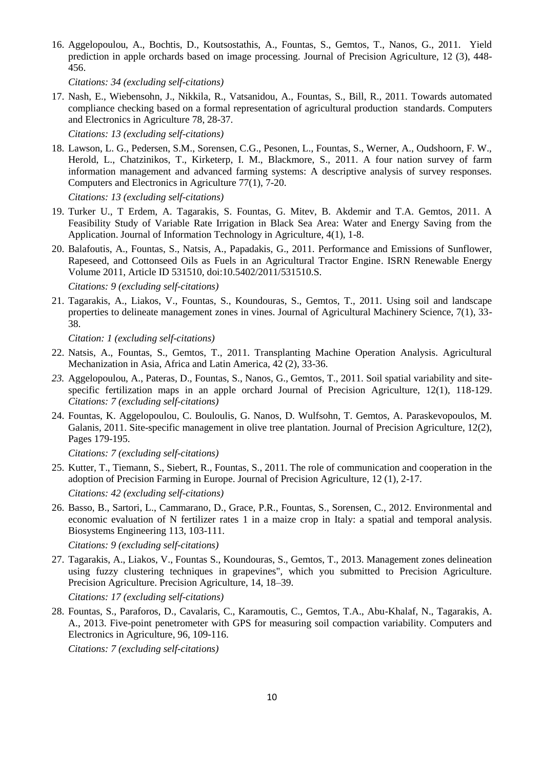16. Aggelopoulou, A., Bochtis, D., Koutsostathis, A., Fountas, S., Gemtos, T., Nanos, G., 2011. Yield prediction in apple orchards based on image processing. Journal of Precision Agriculture, 12 (3), 448-456.

    *Citations: 34 (excluding self-citations)*

17. Nash, E., Wiebensohn, J., Nikkila, R., Vatsanidou, A., Fountas, S., Bill, R., 2011. Towards automated compliance checking based on a formal representation of agricultural production standards. Computers and Electronics in Agriculture 78, 28-37.

    *Citations: 13 (excluding self-citations)*

18. Lawson, L. G., Pedersen, S.M., Sorensen, C.G., Pesonen, L., Fountas, S., Werner, A., Oudshoorn, F. W., Herold, L., Chatzinikos, T., Kirketerp, I. M., Blackmore, S., 2011. A four nation survey of farm information management and advanced farming systems: A descriptive analysis of survey responses. Computers and Electronics in Agriculture 77(1), 7-20.

    *Citations: 13 (excluding self-citations)*

19. Turker U., T Erdem, A. Tagarakis, S. Fountas, G. Mitev, B. Akdemir and T.A. Gemtos, 2011. A Feasibility Study of Variable Rate Irrigation in Black Sea Area: Water and Energy Saving from the Application. Journal of Information Technology in Agriculture, 4(1), 1-8.

20. Balafoutis, A., Fountas, S., Natsis, A., Papadakis, G., 2011. Performance and Emissions of Sunflower, Rapeseed, and Cottonseed Oils as Fuels in an Agricultural Tractor Engine. ISRN Renewable Energy Volume 2011, Article ID 531510, doi:10.5402/2011/531510.S.

    *Citations: 9 (excluding self-citations)*

21. Tagarakis, A., Liakos, V., Fountas, S., Koundouras, S., Gemtos, T., 2011. Using soil and landscape properties to delineate management zones in vines. Journal of Agricultural Machinery Science, 7(1), 33-38.

    *Citation: 1 (excluding self-citations)*

22. Natsis, A., Fountas, S., Gemtos, T., 2011. Transplanting Machine Operation Analysis. Agricultural Mechanization in Asia, Africa and Latin America, 42 (2), 33-36.

23. Aggelopoulou, A., Pateras, D., Fountas, S., Nanos, G., Gemtos, T., 2011. Soil spatial variability and site-specific fertilization maps in an apple orchard Journal of Precision Agriculture, 12(1), 118-129. *Citations: 7 (excluding self-citations)*

24. Fountas, K. Aggelopoulou, C. Bouloulis, G. Nanos, D. Wulfsohn, T. Gemtos, A. Paraskevopoulos, M. Galanis, 2011. Site-specific management in olive tree plantation. Journal of Precision Agriculture, 12(2), Pages 179-195.

    *Citations: 7 (excluding self-citations)*

25. Kutter, T., Tiemann, S., Siebert, R., Fountas, S., 2011. The role of communication and cooperation in the adoption of Precision Farming in Europe. Journal of Precision Agriculture, 12 (1), 2-17.

    *Citations: 42 (excluding self-citations)*

26. Basso, B., Sartori, L., Cammarano, D., Grace, P.R., Fountas, S., Sorensen, C., 2012. Environmental and economic evaluation of N fertilizer rates 1 in a maize crop in Italy: a spatial and temporal analysis. Biosystems Engineering 113, 103-111.

    *Citations: 9 (excluding self-citations)*

27. Tagarakis, A., Liakos, V., Fountas S., Koundouras, S., Gemtos, T., 2013. Management zones delineation using fuzzy clustering techniques in grapevines", which you submitted to Precision Agriculture. Precision Agriculture. Precision Agriculture, 14, 18–39.

    *Citations: 17 (excluding self-citations)*

28. Fountas, S., Paraforos, D., Cavalaris, C., Karamoutis, C., Gemtos, T.A., Abu-Khalaf, N., Tagarakis, A. A., 2013. Five-point penetrometer with GPS for measuring soil compaction variability. Computers and Electronics in Agriculture, 96, 109-116.

    *Citations: 7 (excluding self-citations)*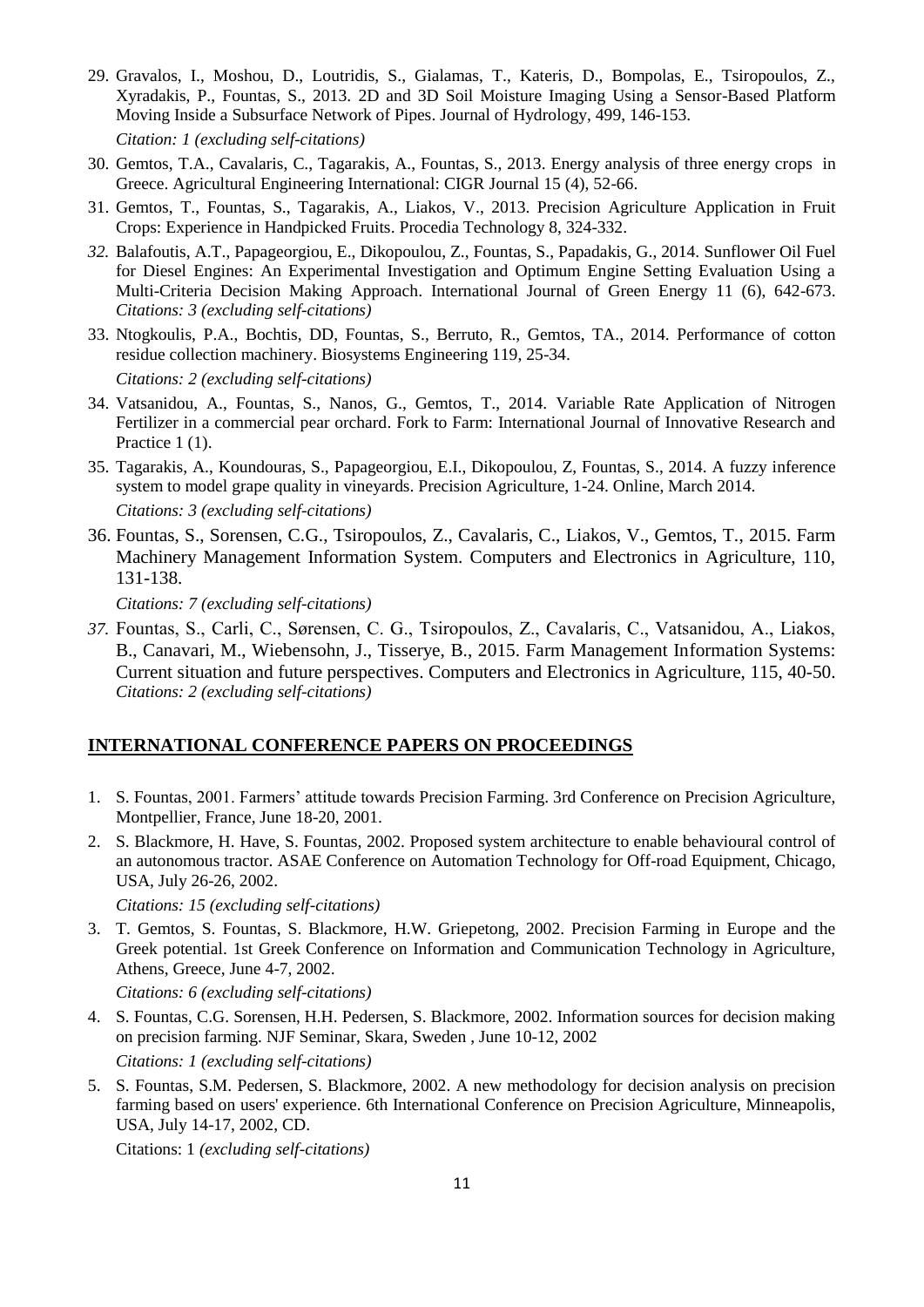29. Gravalos, I., Moshou, D., Loutridis, S., Gialamas, T., Kateris, D., Bompolas, E., Tsiropoulos, Z., Xyradakis, P., Fountas, S., 2013. 2D and 3D Soil Moisture Imaging Using a Sensor-Based Platform Moving Inside a Subsurface Network of Pipes. Journal of Hydrology, 499, 146-153.

    *Citation: 1 (excluding self-citations)*

30. Gemtos, T.A., Cavalaris, C., Tagarakis, A., Fountas, S., 2013. Energy analysis of three energy crops in Greece. Agricultural Engineering International: CIGR Journal 15 (4), 52-66.

31. Gemtos, T., Fountas, S., Tagarakis, A., Liakos, V., 2013. Precision Agriculture Application in Fruit Crops: Experience in Handpicked Fruits. Procedia Technology 8, 324-332.

32. Balafoutis, A.T., Papageorgiou, E., Dikopoulou, Z., Fountas, S., Papadakis, G., 2014. Sunflower Oil Fuel for Diesel Engines: An Experimental Investigation and Optimum Engine Setting Evaluation Using a Multi-Criteria Decision Making Approach. International Journal of Green Energy 11 (6), 642-673. *Citations: 3 (excluding self-citations)*

33. Ntogkoulis, P.A., Bochtis, DD, Fountas, S., Berruto, R., Gemtos, TA., 2014. Performance of cotton residue collection machinery. Biosystems Engineering 119, 25-34.

    *Citations: 2 (excluding self-citations)*

34. Vatsanidou, A., Fountas, S., Nanos, G., Gemtos, T., 2014. Variable Rate Application of Nitrogen Fertilizer in a commercial pear orchard. Fork to Farm: International Journal of Innovative Research and Practice 1 (1).

35. Tagarakis, A., Koundouras, S., Papageorgiou, E.I., Dikopoulou, Z, Fountas, S., 2014. A fuzzy inference system to model grape quality in vineyards. Precision Agriculture, 1-24. Online, March 2014.

    *Citations: 3 (excluding self-citations)*

36. Fountas, S., Sorensen, C.G., Tsiropoulos, Z., Cavalaris, C., Liakos, V., Gemtos, T., 2015. Farm Machinery Management Information System. Computers and Electronics in Agriculture, 110, 131-138.

    *Citations: 7 (excluding self-citations)*

37. Fountas, S., Carli, C., Sørensen, C. G., Tsiropoulos, Z., Cavalaris, C., Vatsanidou, A., Liakos, B., Canavari, M., Wiebensohn, J., Tisserye, B., 2015. Farm Management Information Systems: Current situation and future perspectives. Computers and Electronics in Agriculture, 115, 40-50. *Citations: 2 (excluding self-citations)*

## INTERNATIONAL CONFERENCE PAPERS ON PROCEEDINGS

1. S. Fountas, 2001. Farmers' attitude towards Precision Farming. 3rd Conference on Precision Agriculture, Montpellier, France, June 18-20, 2001.

2. S. Blackmore, H. Have, S. Fountas, 2002. Proposed system architecture to enable behavioural control of an autonomous tractor. ASAE Conference on Automation Technology for Off-road Equipment, Chicago, USA, July 26-26, 2002.

    *Citations: 15 (excluding self-citations)*

3. T. Gemtos, S. Fountas, S. Blackmore, H.W. Griepetong, 2002. Precision Farming in Europe and the Greek potential. 1st Greek Conference on Information and Communication Technology in Agriculture, Athens, Greece, June 4-7, 2002.

    *Citations: 6 (excluding self-citations)*

4. S. Fountas, C.G. Sorensen, H.H. Pedersen, S. Blackmore, 2002. Information sources for decision making on precision farming. NJF Seminar, Skara, Sweden , June 10-12, 2002

    *Citations: 1 (excluding self-citations)*

5. S. Fountas, S.M. Pedersen, S. Blackmore, 2002. A new methodology for decision analysis on precision farming based on users' experience. 6th International Conference on Precision Agriculture, Minneapolis, USA, July 14-17, 2002, CD.

    Citations: 1 *(excluding self-citations)*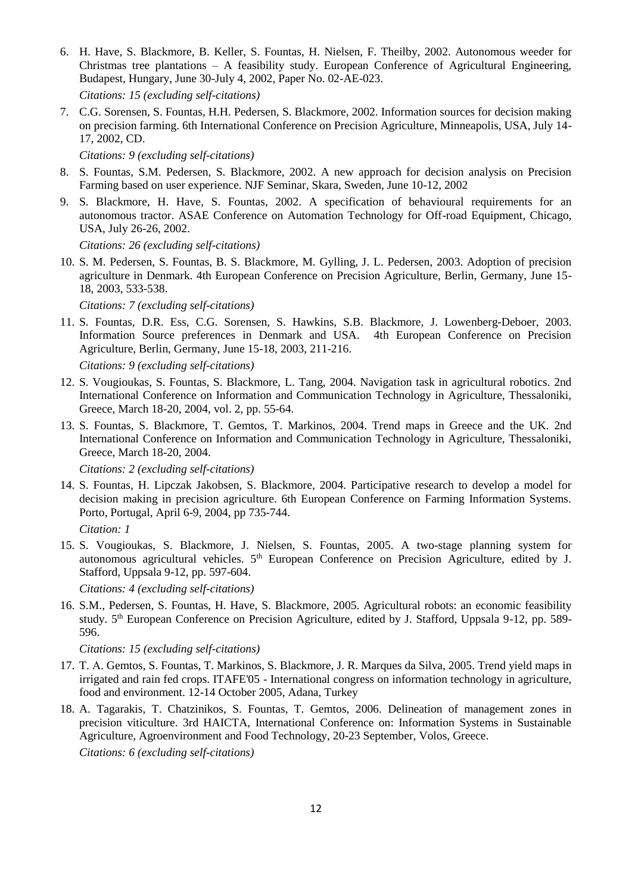6. H. Have, S. Blackmore, B. Keller, S. Fountas, H. Nielsen, F. Theilby, 2002. Autonomous weeder for Christmas tree plantations – A feasibility study. European Conference of Agricultural Engineering, Budapest, Hungary, June 30-July 4, 2002, Paper No. 02-AE-023.

   *Citations: 15 (excluding self-citations)*

7. C.G. Sorensen, S. Fountas, H.H. Pedersen, S. Blackmore, 2002. Information sources for decision making on precision farming. 6th International Conference on Precision Agriculture, Minneapolis, USA, July 14-17, 2002, CD.

   *Citations: 9 (excluding self-citations)*

8. S. Fountas, S.M. Pedersen, S. Blackmore, 2002. A new approach for decision analysis on Precision Farming based on user experience. NJF Seminar, Skara, Sweden, June 10-12, 2002

9. S. Blackmore, H. Have, S. Fountas, 2002. A specification of behavioural requirements for an autonomous tractor. ASAE Conference on Automation Technology for Off-road Equipment, Chicago, USA, July 26-26, 2002.

   *Citations: 26 (excluding self-citations)*

10. S. M. Pedersen, S. Fountas, B. S. Blackmore, M. Gylling, J. L. Pedersen, 2003. Adoption of precision agriculture in Denmark. 4th European Conference on Precision Agriculture, Berlin, Germany, June 15-18, 2003, 533-538.

    *Citations: 7 (excluding self-citations)*

11. S. Fountas, D.R. Ess, C.G. Sorensen, S. Hawkins, S.B. Blackmore, J. Lowenberg-Deboer, 2003. Information Source preferences in Denmark and USA. 4th European Conference on Precision Agriculture, Berlin, Germany, June 15-18, 2003, 211-216.

    *Citations: 9 (excluding self-citations)*

12. S. Vougioukas, S. Fountas, S. Blackmore, L. Tang, 2004. Navigation task in agricultural robotics. 2nd International Conference on Information and Communication Technology in Agriculture, Thessaloniki, Greece, March 18-20, 2004, vol. 2, pp. 55-64.

13. S. Fountas, S. Blackmore, T. Gemtos, T. Markinos, 2004. Trend maps in Greece and the UK. 2nd International Conference on Information and Communication Technology in Agriculture, Thessaloniki, Greece, March 18-20, 2004.

    *Citations: 2 (excluding self-citations)*

14. S. Fountas, H. Lipczak Jakobsen, S. Blackmore, 2004. Participative research to develop a model for decision making in precision agriculture. 6th European Conference on Farming Information Systems. Porto, Portugal, April 6-9, 2004, pp 735-744.

    *Citation: 1*

15. S. Vougioukas, S. Blackmore, J. Nielsen, S. Fountas, 2005. A two-stage planning system for autonomous agricultural vehicles. 5th European Conference on Precision Agriculture, edited by J. Stafford, Uppsala 9-12, pp. 597-604.

    *Citations: 4 (excluding self-citations)*

16. S.M., Pedersen, S. Fountas, H. Have, S. Blackmore, 2005. Agricultural robots: an economic feasibility study. 5th European Conference on Precision Agriculture, edited by J. Stafford, Uppsala 9-12, pp. 589-596.

    *Citations: 15 (excluding self-citations)*

17. T. A. Gemtos, S. Fountas, T. Markinos, S. Blackmore, J. R. Marques da Silva, 2005. Trend yield maps in irrigated and rain fed crops. ITAFE'05 - International congress on information technology in agriculture, food and environment. 12-14 October 2005, Adana, Turkey

18. A. Tagarakis, T. Chatzinikos, S. Fountas, T. Gemtos, 2006. Delineation of management zones in precision viticulture. 3rd HAICTA, International Conference on: Information Systems in Sustainable Agriculture, Agroenvironment and Food Technology, 20-23 September, Volos, Greece.

    *Citations: 6 (excluding self-citations)*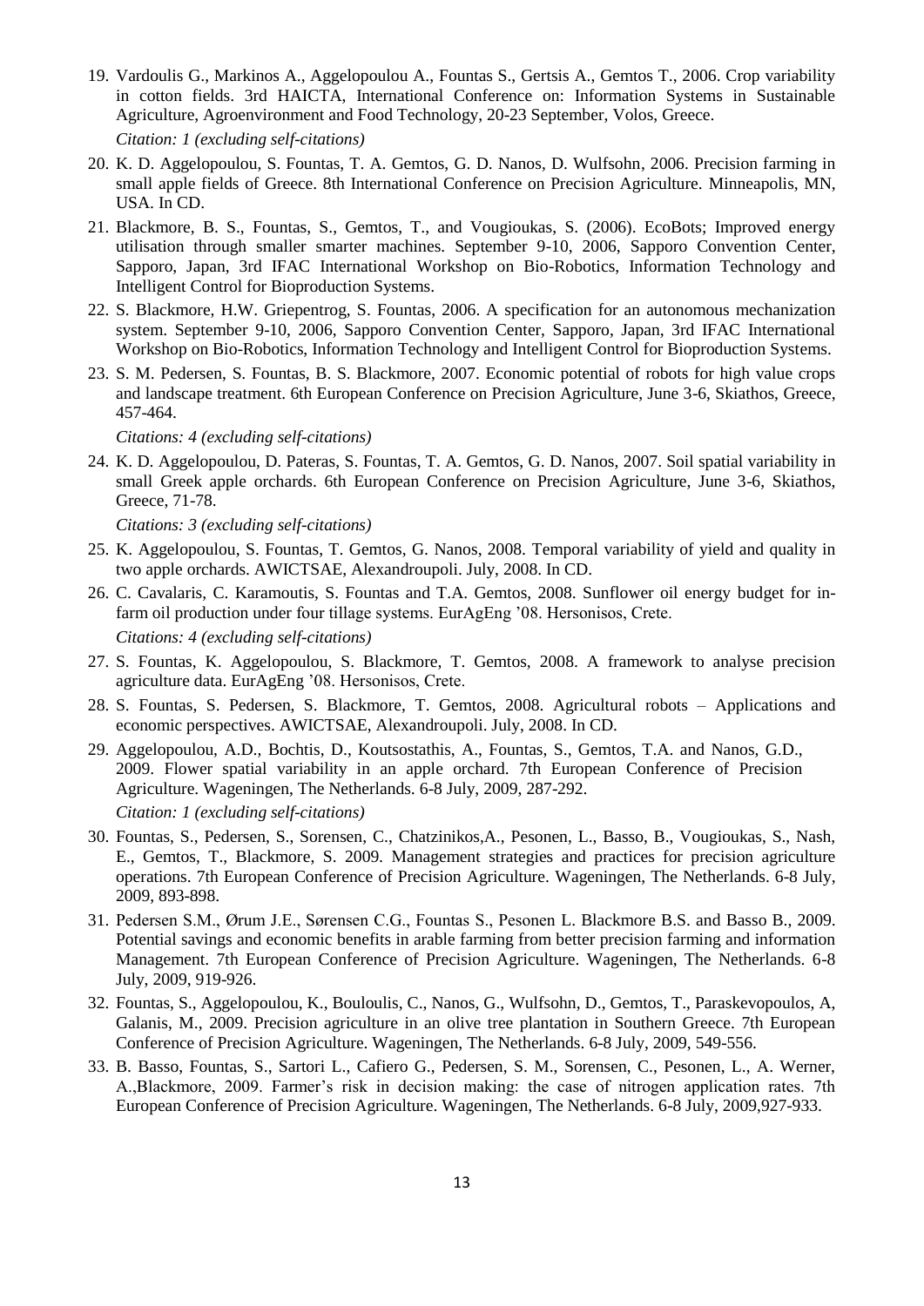19. Vardoulis G., Markinos A., Aggelopoulou A., Fountas S., Gertsis A., Gemtos T., 2006. Crop variability in cotton fields. 3rd HAICTA, International Conference on: Information Systems in Sustainable Agriculture, Agroenvironment and Food Technology, 20-23 September, Volos, Greece.

    *Citation: 1 (excluding self-citations)*

20. K. D. Aggelopoulou, S. Fountas, T. A. Gemtos, G. D. Nanos, D. Wulfsohn, 2006. Precision farming in small apple fields of Greece. 8th International Conference on Precision Agriculture. Minneapolis, MN, USA. In CD.

21. Blackmore, B. S., Fountas, S., Gemtos, T., and Vougioukas, S. (2006). EcoBots; Improved energy utilisation through smaller smarter machines. September 9-10, 2006, Sapporo Convention Center, Sapporo, Japan, 3rd IFAC International Workshop on Bio-Robotics, Information Technology and Intelligent Control for Bioproduction Systems.

22. S. Blackmore, H.W. Griepentrog, S. Fountas, 2006. A specification for an autonomous mechanization system. September 9-10, 2006, Sapporo Convention Center, Sapporo, Japan, 3rd IFAC International Workshop on Bio-Robotics, Information Technology and Intelligent Control for Bioproduction Systems.

23. S. M. Pedersen, S. Fountas, B. S. Blackmore, 2007. Economic potential of robots for high value crops and landscape treatment. 6th European Conference on Precision Agriculture, June 3-6, Skiathos, Greece, 457-464.

    *Citations: 4 (excluding self-citations)*

24. K. D. Aggelopoulou, D. Pateras, S. Fountas, T. A. Gemtos, G. D. Nanos, 2007. Soil spatial variability in small Greek apple orchards. 6th European Conference on Precision Agriculture, June 3-6, Skiathos, Greece, 71-78.

    *Citations: 3 (excluding self-citations)*

25. K. Aggelopoulou, S. Fountas, T. Gemtos, G. Nanos, 2008. Temporal variability of yield and quality in two apple orchards. AWICTSAE, Alexandroupoli. July, 2008. In CD.

26. C. Cavalaris, C. Karamoutis, S. Fountas and T.A. Gemtos, 2008. Sunflower oil energy budget for in-farm oil production under four tillage systems. EurAgEng '08. Hersonisos, Crete.

    *Citations: 4 (excluding self-citations)*

27. S. Fountas, K. Aggelopoulou, S. Blackmore, T. Gemtos, 2008. A framework to analyse precision agriculture data. EurAgEng '08. Hersonisos, Crete.

28. S. Fountas, S. Pedersen, S. Blackmore, T. Gemtos, 2008. Agricultural robots – Applications and economic perspectives. AWICTSAE, Alexandroupoli. July, 2008. In CD.

29. Aggelopoulou, A.D., Bochtis, D., Koutsostathis, A., Fountas, S., Gemtos, T.A. and Nanos, G.D., 2009. Flower spatial variability in an apple orchard. 7th European Conference of Precision Agriculture. Wageningen, The Netherlands. 6-8 July, 2009, 287-292.

    *Citation: 1 (excluding self-citations)*

30. Fountas, S., Pedersen, S., Sorensen, C., Chatzinikos,A., Pesonen, L., Basso, B., Vougioukas, S., Nash, E., Gemtos, T., Blackmore, S. 2009. Management strategies and practices for precision agriculture operations. 7th European Conference of Precision Agriculture. Wageningen, The Netherlands. 6-8 July, 2009, 893-898.

31. Pedersen S.M., Ørum J.E., Sørensen C.G., Fountas S., Pesonen L. Blackmore B.S. and Basso B., 2009. Potential savings and economic benefits in arable farming from better precision farming and information Management. 7th European Conference of Precision Agriculture. Wageningen, The Netherlands. 6-8 July, 2009, 919-926.

32. Fountas, S., Aggelopoulou, K., Bouloulis, C., Nanos, G., Wulfsohn, D., Gemtos, T., Paraskevopoulos, A, Galanis, M., 2009. Precision agriculture in an olive tree plantation in Southern Greece. 7th European Conference of Precision Agriculture. Wageningen, The Netherlands. 6-8 July, 2009, 549-556.

33. B. Basso, Fountas, S., Sartori L., Cafiero G., Pedersen, S. M., Sorensen, C., Pesonen, L., A. Werner, A.,Blackmore, 2009. Farmer's risk in decision making: the case of nitrogen application rates. 7th European Conference of Precision Agriculture. Wageningen, The Netherlands. 6-8 July, 2009,927-933.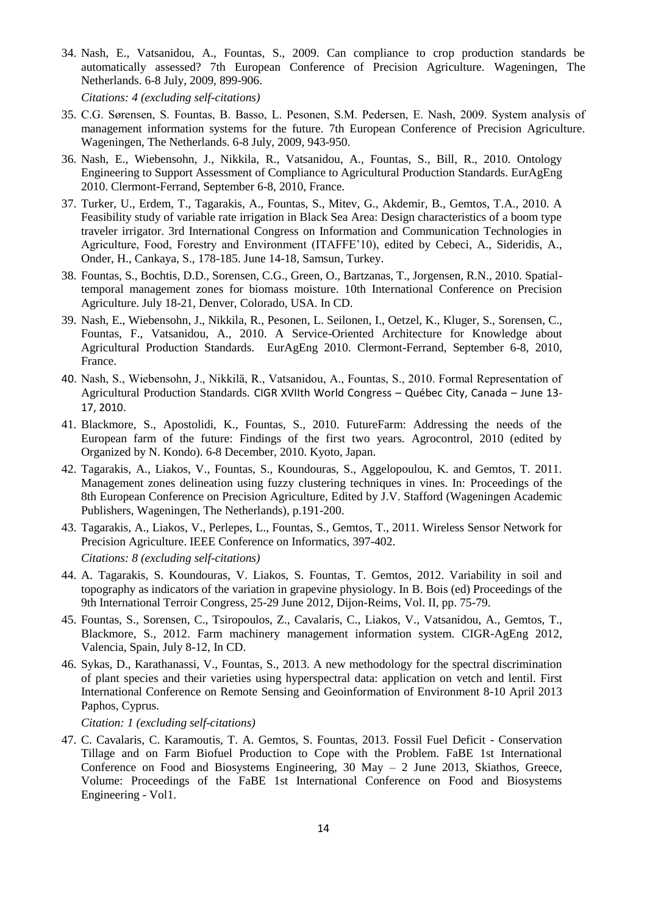34. Nash, E., Vatsanidou, A., Fountas, S., 2009. Can compliance to crop production standards be automatically assessed? 7th European Conference of Precision Agriculture. Wageningen, The Netherlands. 6-8 July, 2009, 899-906.

    *Citations: 4 (excluding self-citations)*

35. C.G. Sørensen, S. Fountas, B. Basso, L. Pesonen, S.M. Pedersen, E. Nash, 2009. System analysis of management information systems for the future. 7th European Conference of Precision Agriculture. Wageningen, The Netherlands. 6-8 July, 2009, 943-950.

36. Nash, E., Wiebensohn, J., Nikkila, R., Vatsanidou, A., Fountas, S., Bill, R., 2010. Ontology Engineering to Support Assessment of Compliance to Agricultural Production Standards. EurAgEng 2010. Clermont-Ferrand, September 6-8, 2010, France.

37. Turker, U., Erdem, T., Tagarakis, A., Fountas, S., Mitev, G., Akdemir, B., Gemtos, T.A., 2010. A Feasibility study of variable rate irrigation in Black Sea Area: Design characteristics of a boom type traveler irrigator. 3rd International Congress on Information and Communication Technologies in Agriculture, Food, Forestry and Environment (ITAFFE'10), edited by Cebeci, A., Sideridis, A., Onder, H., Cankaya, S., 178-185. June 14-18, Samsun, Turkey.

38. Fountas, S., Bochtis, D.D., Sorensen, C.G., Green, O., Bartzanas, T., Jorgensen, R.N., 2010. Spatial-temporal management zones for biomass moisture. 10th International Conference on Precision Agriculture. July 18-21, Denver, Colorado, USA. In CD.

39. Nash, E., Wiebensohn, J., Nikkila, R., Pesonen, L. Seilonen, I., Oetzel, K., Kluger, S., Sorensen, C., Fountas, F., Vatsanidou, A., 2010. A Service-Oriented Architecture for Knowledge about Agricultural Production Standards. EurAgEng 2010. Clermont-Ferrand, September 6-8, 2010, France.

40. Nash, S., Wiebensohn, J., Nikkilä, R., Vatsanidou, A., Fountas, S., 2010. Formal Representation of Agricultural Production Standards. CIGR XVIIth World Congress – Québec City, Canada – June 13-17, 2010.

41. Blackmore, S., Apostolidi, K., Fountas, S., 2010. FutureFarm: Addressing the needs of the European farm of the future: Findings of the first two years. Agrocontrol, 2010 (edited by Organized by N. Kondo). 6-8 December, 2010. Kyoto, Japan.

42. Tagarakis, A., Liakos, V., Fountas, S., Koundouras, S., Aggelopoulou, K. and Gemtos, T. 2011. Management zones delineation using fuzzy clustering techniques in vines. In: Proceedings of the 8th European Conference on Precision Agriculture, Edited by J.V. Stafford (Wageningen Academic Publishers, Wageningen, The Netherlands), p.191-200.

43. Tagarakis, A., Liakos, V., Perlepes, L., Fountas, S., Gemtos, T., 2011. Wireless Sensor Network for Precision Agriculture. IEEE Conference on Informatics, 397-402.

    *Citations: 8 (excluding self-citations)*

44. A. Tagarakis, S. Koundouras, V. Liakos, S. Fountas, T. Gemtos, 2012. Variability in soil and topography as indicators of the variation in grapevine physiology. In B. Bois (ed) Proceedings of the 9th International Terroir Congress, 25-29 June 2012, Dijon-Reims, Vol. II, pp. 75-79.

45. Fountas, S., Sorensen, C., Tsiropoulos, Z., Cavalaris, C., Liakos, V., Vatsanidou, A., Gemtos, T., Blackmore, S., 2012. Farm machinery management information system. CIGR-AgEng 2012, Valencia, Spain, July 8-12, In CD.

46. Sykas, D., Karathanassi, V., Fountas, S., 2013. A new methodology for the spectral discrimination of plant species and their varieties using hyperspectral data: application on vetch and lentil. First International Conference on Remote Sensing and Geoinformation of Environment 8-10 April 2013 Paphos, Cyprus.

    *Citation: 1 (excluding self-citations)*

47. C. Cavalaris, C. Karamoutis, T. A. Gemtos, S. Fountas, 2013. Fossil Fuel Deficit - Conservation Tillage and on Farm Biofuel Production to Cope with the Problem. FaBE 1st International Conference on Food and Biosystems Engineering, 30 May – 2 June 2013, Skiathos, Greece, Volume: Proceedings of the FaBE 1st International Conference on Food and Biosystems Engineering - Vol1.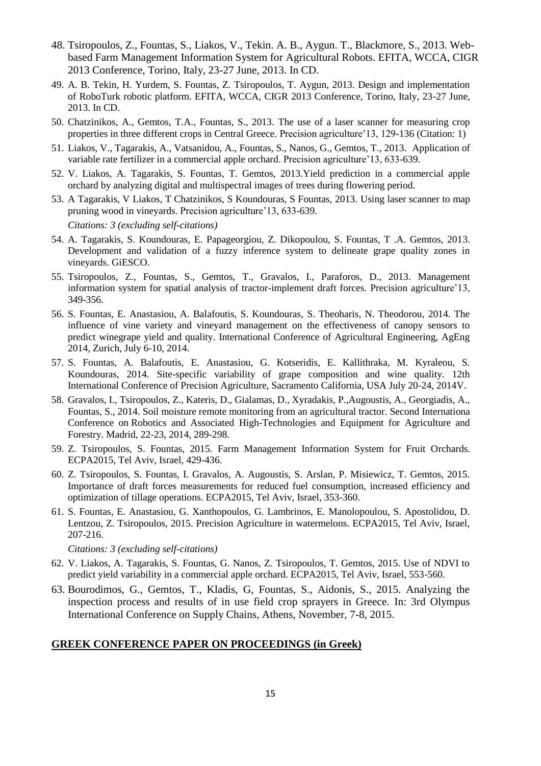48. Tsiropoulos, Z., Fountas, S., Liakos, V., Tekin. A. B., Aygun. T., Blackmore, S., 2013. Web-based Farm Management Information System for Agricultural Robots. EFITA, WCCA, CIGR 2013 Conference, Torino, Italy, 23-27 June, 2013. In CD.
49. A. B. Tekin, H. Yurdem, S. Fountas, Z. Tsiropoulos, T. Aygun, 2013. Design and implementation of RoboTurk robotic platform. EFITA, WCCA, CIGR 2013 Conference, Torino, Italy, 23-27 June, 2013. In CD.
50. Chatzinikos, A., Gemtos, T.A., Fountas, S., 2013. The use of a laser scanner for measuring crop properties in three different crops in Central Greece. Precision agriculture'13, 129-136 (Citation: 1)
51. Liakos, V., Tagarakis, A., Vatsanidou, A., Fountas, S., Nanos, G., Gemtos, T., 2013. Application of variable rate fertilizer in a commercial apple orchard. Precision agriculture'13, 633-639.
52. V. Liakos, A. Tagarakis, S. Fountas, T. Gemtos, 2013.Yield prediction in a commercial apple orchard by analyzing digital and multispectral images of trees during flowering period.
53. A Tagarakis, V Liakos, T Chatzinikos, S Koundouras, S Fountas, 2013. Using laser scanner to map pruning wood in vineyards. Precision agriculture'13, 633-639.

    *Citations: 3 (excluding self-citations)*
54. A. Tagarakis, S. Koundouras, E. Papageorgiou, Z. Dikopoulou, S. Fountas, T .A. Gemtos, 2013. Development and validation of a fuzzy inference system to delineate grape quality zones in vineyards. GiESCO.
55. Tsiropoulos, Z., Fountas, S., Gemtos, T., Gravalos, I., Paraforos, D., 2013. Management information system for spatial analysis of tractor-implement draft forces. Precision agriculture'13, 349-356.
56. S. Fountas, E. Anastasiou, A. Balafoutis, S. Koundouras, S. Theoharis, N. Theodorou, 2014. The influence of vine variety and vineyard management on the effectiveness of canopy sensors to predict winegrape yield and quality. International Conference of Agricultural Engineering, AgEng 2014, Zurich, July 6-10, 2014.
57. S. Fountas, A. Balafoutis, E. Anastasiou, G. Kotseridis, E. Kallithraka, M. Kyraleou, S. Koundouras, 2014. Site-specific variability of grape composition and wine quality. 12th International Conference of Precision Agriculture, Sacramento California, USA July 20-24, 2014V.
58. Gravalos, I., Tsiropoulos, Z., Kateris, D., Gialamas, D., Xyradakis, P.,Augoustis, A., Georgiadis, A., Fountas, S., 2014. Soil moisture remote monitoring from an agricultural tractor. Second Internationa Conference on Robotics and Associated High-Technologies and Equipment for Agriculture and Forestry. Madrid, 22-23, 2014, 289-298.
59. Z. Tsiropoulos, S. Fountas, 2015. Farm Management Information System for Fruit Orchards. ECPA2015, Tel Aviv, Israel, 429-436.
60. Z. Tsiropoulos, S. Fountas, I. Gravalos, A. Augoustis, S. Arslan, P. Misiewicz, T. Gemtos, 2015. Importance of draft forces measurements for reduced fuel consumption, increased efficiency and optimization of tillage operations. ECPA2015, Tel Aviv, Israel, 353-360.
61. S. Fountas, E. Anastasiou, G. Xanthopoulos, G. Lambrinos, E. Manolopoulou, S. Apostolidou, D. Lentzou, Z. Tsiropoulos, 2015. Precision Agriculture in watermelons. ECPA2015, Tel Aviv, Israel, 207-216.

    *Citations: 3 (excluding self-citations)*
62. V. Liakos, A. Tagarakis, S. Fountas, G. Nanos, Z. Tsiropoulos, T. Gemtos, 2015. Use of NDVI to predict yield variability in a commercial apple orchard. ECPA2015, Tel Aviv, Israel, 553-560.
63. Bourodimos, G., Gemtos, T., Kladis, G, Fountas, S., Aidonis, S., 2015. Analyzing the inspection process and results of in use field crop sprayers in Greece. In: 3rd Olympus International Conference on Supply Chains, Athens, November, 7-8, 2015.

## **GREEK CONFERENCE PAPER ON PROCEEDINGS (in Greek)**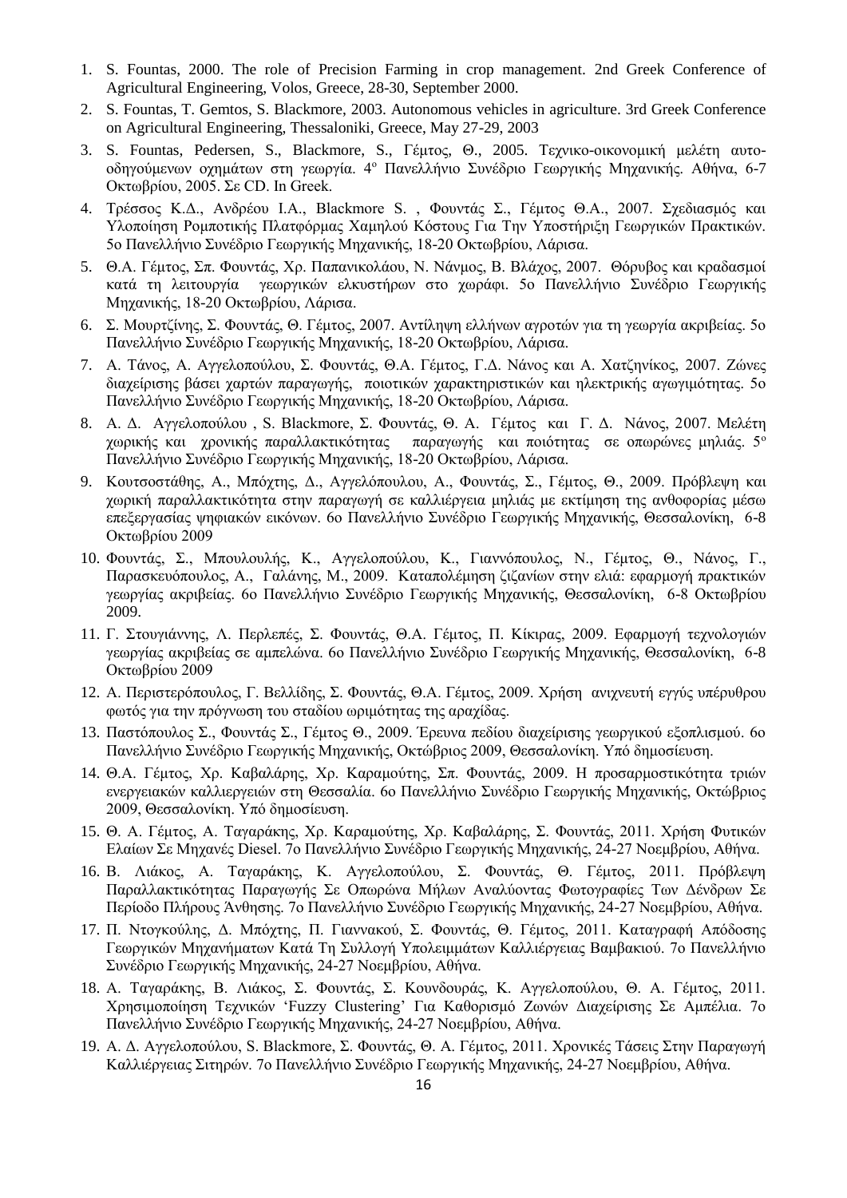1. S. Fountas, 2000. The role of Precision Farming in crop management. 2nd Greek Conference of Agricultural Engineering, Volos, Greece, 28-30, September 2000.
2. S. Fountas, T. Gemtos, S. Blackmore, 2003. Autonomous vehicles in agriculture. 3rd Greek Conference on Agricultural Engineering, Thessaloniki, Greece, May 27-29, 2003
3. S. Fountas, Pedersen, S., Blackmore, S., Γέμτος, Θ., 2005. Τεχνικο-οικονομική μελέτη αυτο-οδηγούμενων οχημάτων στη γεωργία. 4ο Πανελλήνιο Συνέδριο Γεωργικής Μηχανικής. Αθήνα, 6-7 Οκτωβρίου, 2005. Σε CD. In Greek.
4. Τρέσσος Κ.Δ., Ανδρέου Ι.Α., Blackmore S. , Φουντάς Σ., Γέμτος Θ.Α., 2007. Σχεδιασμός και Υλοποίηση Ρομποτικής Πλατφόρμας Χαμηλού Κόστους Για Την Υποστήριξη Γεωργικών Πρακτικών. 5ο Πανελλήνιο Συνέδριο Γεωργικής Μηχανικής, 18-20 Οκτωβρίου, Λάρισα.
5. Θ.Α. Γέμτος, Σπ. Φουντάς, Χρ. Παπανικολάου, Ν. Νάνμος, Β. Βλάχος, 2007. Θόρυβος και κραδασμοί κατά τη λειτουργία γεωργικών ελκυστήρων στο χωράφι. 5ο Πανελλήνιο Συνέδριο Γεωργικής Μηχανικής, 18-20 Οκτωβρίου, Λάρισα.
6. Σ. Μουρτζίνης, Σ. Φουντάς, Θ. Γέμτος, 2007. Αντίληψη ελλήνων αγροτών για τη γεωργία ακριβείας. 5ο Πανελλήνιο Συνέδριο Γεωργικής Μηχανικής, 18-20 Οκτωβρίου, Λάρισα.
7. Α. Τάνος, Α. Αγγελοπούλου, Σ. Φουντάς, Θ.Α. Γέμτος, Γ.Δ. Νάνος και Α. Χατζηνίκος, 2007. Ζώνες διαχείρισης βάσει χαρτών παραγωγής, ποιοτικών χαρακτηριστικών και ηλεκτρικής αγωγιμότητας. 5ο Πανελλήνιο Συνέδριο Γεωργικής Μηχανικής, 18-20 Οκτωβρίου, Λάρισα.
8. Α. Δ. Αγγελοπούλου , S. Blackmore, Σ. Φουντάς, Θ. Α. Γέμτος και Γ. Δ. Νάνος, 2007. Μελέτη χωρικής και χρονικής παραλλακτικότητας παραγωγής και ποιότητας σε οπωρώνες μηλιάς. 5ο Πανελλήνιο Συνέδριο Γεωργικής Μηχανικής, 18-20 Οκτωβρίου, Λάρισα.
9. Κουτσοστάθης, Α., Μπόχτης, Δ., Αγγελόπουλου, Α., Φουντάς, Σ., Γέμτος, Θ., 2009. Πρόβλεψη και χωρική παραλλακτικότητα στην παραγωγή σε καλλιέργεια μηλιάς με εκτίμηση της ανθοφορίας μέσω επεξεργασίας ψηφιακών εικόνων. 6ο Πανελλήνιο Συνέδριο Γεωργικής Μηχανικής, Θεσσαλονίκη, 6-8 Οκτωβρίου 2009
10. Φουντάς, Σ., Μπουλουλής, Κ., Αγγελοπούλου, Κ., Γιαννόπουλος, Ν., Γέμτος, Θ., Νάνος, Γ., Παρασκευόπουλος, Α., Γαλάνης, Μ., 2009. Καταπολέμηση ζιζανίων στην ελιά: εφαρμογή πρακτικών γεωργίας ακριβείας. 6ο Πανελλήνιο Συνέδριο Γεωργικής Μηχανικής, Θεσσαλονίκη, 6-8 Οκτωβρίου 2009.
11. Γ. Στουγιάννης, Λ. Περλεπές, Σ. Φουντάς, Θ.Α. Γέμτος, Π. Κίκιρας, 2009. Εφαρμογή τεχνολογιών γεωργίας ακριβείας σε αμπελώνα. 6ο Πανελλήνιο Συνέδριο Γεωργικής Μηχανικής, Θεσσαλονίκη, 6-8 Οκτωβρίου 2009
12. Α. Περιστερόπουλος, Γ. Βελλίδης, Σ. Φουντάς, Θ.Α. Γέμτος, 2009. Χρήση ανιχνευτή εγγύς υπέρυθρου φωτός για την πρόγνωση του σταδίου ωριμότητας της αραχίδας.
13. Παστόπουλος Σ., Φουντάς Σ., Γέμτος Θ., 2009. Έρευνα πεδίου διαχείρισης γεωργικού εξοπλισμού. 6ο Πανελλήνιο Συνέδριο Γεωργικής Μηχανικής, Οκτώβριος 2009, Θεσσαλονίκη. Υπό δημοσίευση.
14. Θ.Α. Γέμτος, Χρ. Καβαλάρης, Χρ. Καραμούτης, Σπ. Φουντάς, 2009. Η προσαρμοστικότητα τριών ενεργειακών καλλιεργειών στη Θεσσαλία. 6ο Πανελλήνιο Συνέδριο Γεωργικής Μηχανικής, Οκτώβριος 2009, Θεσσαλονίκη. Υπό δημοσίευση.
15. Θ. Α. Γέμτος, Α. Ταγαράκης, Χρ. Καραμούτης, Χρ. Καβαλάρης, Σ. Φουντάς, 2011. Χρήση Φυτικών Ελαίων Σε Μηχανές Diesel. 7ο Πανελλήνιο Συνέδριο Γεωργικής Μηχανικής, 24-27 Νοεμβρίου, Αθήνα.
16. Β. Λιάκος, Α. Ταγαράκης, Κ. Αγγελοπούλου, Σ. Φουντάς, Θ. Γέμτος, 2011. Πρόβλεψη Παραλλακτικότητας Παραγωγής Σε Οπωρώνα Μήλων Αναλύοντας Φωτογραφίες Των Δένδρων Σε Περίοδο Πλήρους Άνθησης. 7ο Πανελλήνιο Συνέδριο Γεωργικής Μηχανικής, 24-27 Νοεμβρίου, Αθήνα.
17. Π. Ντογκούλης, Δ. Μπόχτης, Π. Γιαννακού, Σ. Φουντάς, Θ. Γέμτος, 2011. Καταγραφή Απόδοσης Γεωργικών Μηχανήματων Κατά Τη Συλλογή Υπολειμμάτων Καλλιέργειας Βαμβακιού. 7ο Πανελλήνιο Συνέδριο Γεωργικής Μηχανικής, 24-27 Νοεμβρίου, Αθήνα.
18. Α. Ταγαράκης, Β. Λιάκος, Σ. Φουντάς, Σ. Κουνδουράς, Κ. Αγγελοπούλου, Θ. Α. Γέμτος, 2011. Χρησιμοποίηση Τεχνικών 'Fuzzy Clustering' Για Καθορισμό Ζωνών Διαχείρισης Σε Αμπέλια. 7ο Πανελλήνιο Συνέδριο Γεωργικής Μηχανικής, 24-27 Νοεμβρίου, Αθήνα.
19. Α. Δ. Αγγελοπούλου, S. Blackmore, Σ. Φουντάς, Θ. Α. Γέμτος, 2011. Χρονικές Τάσεις Στην Παραγωγή Καλλιέργειας Σιτηρών. 7ο Πανελλήνιο Συνέδριο Γεωργικής Μηχανικής, 24-27 Νοεμβρίου, Αθήνα.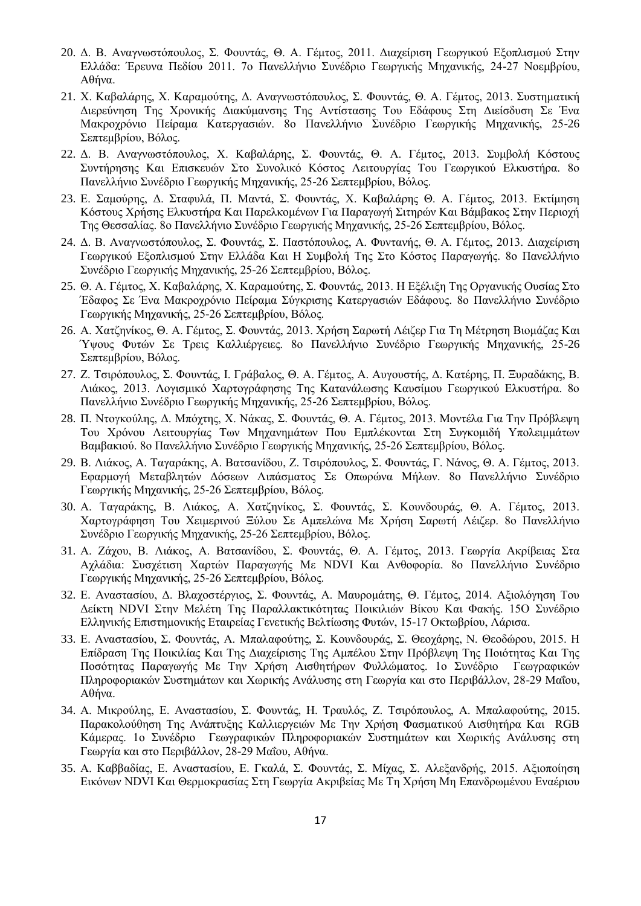20. Δ. Β. Αναγνωστόπουλος, Σ. Φουντάς, Θ. Α. Γέμτος, 2011. Διαχείριση Γεωργικού Εξοπλισμού Στην Ελλάδα: Έρευνα Πεδίου 2011. 7ο Πανελλήνιο Συνέδριο Γεωργικής Μηχανικής, 24-27 Νοεμβρίου, Αθήνα.
21. Χ. Καβαλάρης, Χ. Καραμούτης, Δ. Αναγνωστόπουλος, Σ. Φουντάς, Θ. Α. Γέμτος, 2013. Συστηματική Διερεύνηση Της Χρονικής Διακύμανσης Της Αντίστασης Του Εδάφους Στη Διείσδυση Σε Ένα Μακροχρόνιο Πείραμα Κατεργασιών. 8ο Πανελλήνιο Συνέδριο Γεωργικής Μηχανικής, 25-26 Σεπτεμβρίου, Βόλος.
22. Δ. Β. Αναγνωστόπουλος, Χ. Καβαλάρης, Σ. Φουντάς, Θ. Α. Γέμτος, 2013. Συμβολή Κόστους Συντήρησης Και Επισκευών Στο Συνολικό Κόστος Λειτουργίας Του Γεωργικού Ελκυστήρα. 8ο Πανελλήνιο Συνέδριο Γεωργικής Μηχανικής, 25-26 Σεπτεμβρίου, Βόλος.
23. Ε. Σαμούρης, Δ. Σταφυλά, Π. Μαντά, Σ. Φουντάς, Χ. Καβαλάρης Θ. Α. Γέμτος, 2013. Εκτίμηση Κόστους Χρήσης Ελκυστήρα Και Παρελκομένων Για Παραγωγή Σιτηρών Και Βάμβακος Στην Περιοχή Της Θεσσαλίας. 8ο Πανελλήνιο Συνέδριο Γεωργικής Μηχανικής, 25-26 Σεπτεμβρίου, Βόλος.
24. Δ. Β. Αναγνωστόπουλος, Σ. Φουντάς, Σ. Παστόπουλος, Α. Φυντανή, Θ. Α. Γέμτος, 2013. Διαχείριση Γεωργικού Εξοπλισμού Στην Ελλάδα Και Η Συμβολή Της Στο Κόστος Παραγωγής. 8ο Πανελλήνιο Συνέδριο Γεωργικής Μηχανικής, 25-26 Σεπτεμβρίου, Βόλος.
25. Θ. Α. Γέμτος, Χ. Καβαλάρης, Χ. Καραμούτης, Σ. Φουντάς, 2013. Η Εξέλιξη Της Οργανικής Ουσίας Στο Έδαφος Σε Ένα Μακροχρόνιο Πείραμα Σύγκρισης Κατεργασιών Εδάφους. 8ο Πανελλήνιο Συνέδριο Γεωργικής Μηχανικής, 25-26 Σεπτεμβρίου, Βόλος.
26. Α. Χατζηνίκος, Θ. Α. Γέμτος, Σ. Φουντάς, 2013. Χρήση Σαρωτή Λέιζερ Για Τη Μέτρηση Βιομάζας Και Ύψους Φυτών Σε Τρεις Καλλιέργειες. 8ο Πανελλήνιο Συνέδριο Γεωργικής Μηχανικής, 25-26 Σεπτεμβρίου, Βόλος.
27. Ζ. Τσιρόπουλος, Σ. Φουντάς, Ι. Γράβαλος, Θ. Α. Γέμτος, Α. Αυγουστής, Δ. Κατέρης, Π. Ξυραδάκης, Β. Λιάκος, 2013. Λογισμικό Χαρτογράφησης Της Κατανάλωσης Καυσίμου Γεωργικού Ελκυστήρα. 8ο Πανελλήνιο Συνέδριο Γεωργικής Μηχανικής, 25-26 Σεπτεμβρίου, Βόλος.
28. Π. Ντογκούλης, Δ. Μπόχτης, Χ. Νάκας, Σ. Φουντάς, Θ. Α. Γέμτος, 2013. Μοντέλα Για Την Πρόβλεψη Του Χρόνου Λειτουργίας Των Μηχανημάτων Που Εμπλέκονται Στη Συγκομιδή Υπολειμμάτων Βαμβακιού. 8ο Πανελλήνιο Συνέδριο Γεωργικής Μηχανικής, 25-26 Σεπτεμβρίου, Βόλος.
29. Β. Λιάκος, Α. Ταγαράκης, Α. Βατσανίδου, Ζ. Τσιρόπουλος, Σ. Φουντάς, Γ. Νάνος, Θ. Α. Γέμτος, 2013. Εφαρμογή Μεταβλητών Δόσεων Λιπάσματος Σε Οπωρώνα Μήλων. 8ο Πανελλήνιο Συνέδριο Γεωργικής Μηχανικής, 25-26 Σεπτεμβρίου, Βόλος.
30. Α. Ταγαράκης, Β. Λιάκος, Α. Χατζηνίκος, Σ. Φουντάς, Σ. Κουνδουράς, Θ. Α. Γέμτος, 2013. Χαρτογράφηση Του Χειμερινού Ξύλου Σε Αμπελώνα Με Χρήση Σαρωτή Λέιζερ. 8ο Πανελλήνιο Συνέδριο Γεωργικής Μηχανικής, 25-26 Σεπτεμβρίου, Βόλος.
31. Α. Ζάχου, Β. Λιάκος, Α. Βατσανίδου, Σ. Φουντάς, Θ. Α. Γέμτος, 2013. Γεωργία Ακρίβειας Στα Αχλάδια: Συσχέτιση Χαρτών Παραγωγής Με NDVI Και Ανθοφορία. 8ο Πανελλήνιο Συνέδριο Γεωργικής Μηχανικής, 25-26 Σεπτεμβρίου, Βόλος.
32. Ε. Αναστασίου, Δ. Βλαχοστέργιος, Σ. Φουντάς, Α. Μαυρομάτης, Θ. Γέμτος, 2014. Αξιολόγηση Του Δείκτη NDVI Στην Μελέτη Της Παραλλακτικότητας Ποικιλιών Βίκου Και Φακής. 15Ο Συνέδριο Ελληνικής Επιστημονικής Εταιρείας Γενετικής Βελτίωσης Φυτών, 15-17 Οκτωβρίου, Λάρισα.
33. Ε. Αναστασίου, Σ. Φουντάς, Α. Μπαλαφούτης, Σ. Κουνδουράς, Σ. Θεοχάρης, Ν. Θεοδώρου, 2015. Η Επίδραση Της Ποικιλίας Και Της Διαχείρισης Της Αμπέλου Στην Πρόβλεψη Της Ποιότητας Και Της Ποσότητας Παραγωγής Με Την Χρήση Αισθητήρων Φυλλώματος. 1ο Συνέδριο Γεωγραφικών Πληροφοριακών Συστημάτων και Χωρικής Ανάλυσης στη Γεωργία και στο Περιβάλλον, 28-29 Μαΐου, Αθήνα.
34. Α. Μικρούλης, Ε. Αναστασίου, Σ. Φουντάς, Η. Τραυλός, Ζ. Τσιρόπουλος, Α. Μπαλαφούτης, 2015. Παρακολούθηση Της Ανάπτυξης Καλλιεργειών Με Την Χρήση Φασματικού Αισθητήρα Και RGB Κάμερας. 1ο Συνέδριο Γεωγραφικών Πληροφοριακών Συστημάτων και Χωρικής Ανάλυσης στη Γεωργία και στο Περιβάλλον, 28-29 Μαΐου, Αθήνα.
35. Α. Καββαδίας, Ε. Αναστασίου, Ε. Γκαλά, Σ. Φουντάς, Σ. Μίχας, Σ. Αλεξανδρής, 2015. Αξιοποίηση Εικόνων NDVI Και Θερμοκρασίας Στη Γεωργία Ακριβείας Με Τη Χρήση Μη Επανδρωμένου Εναέριου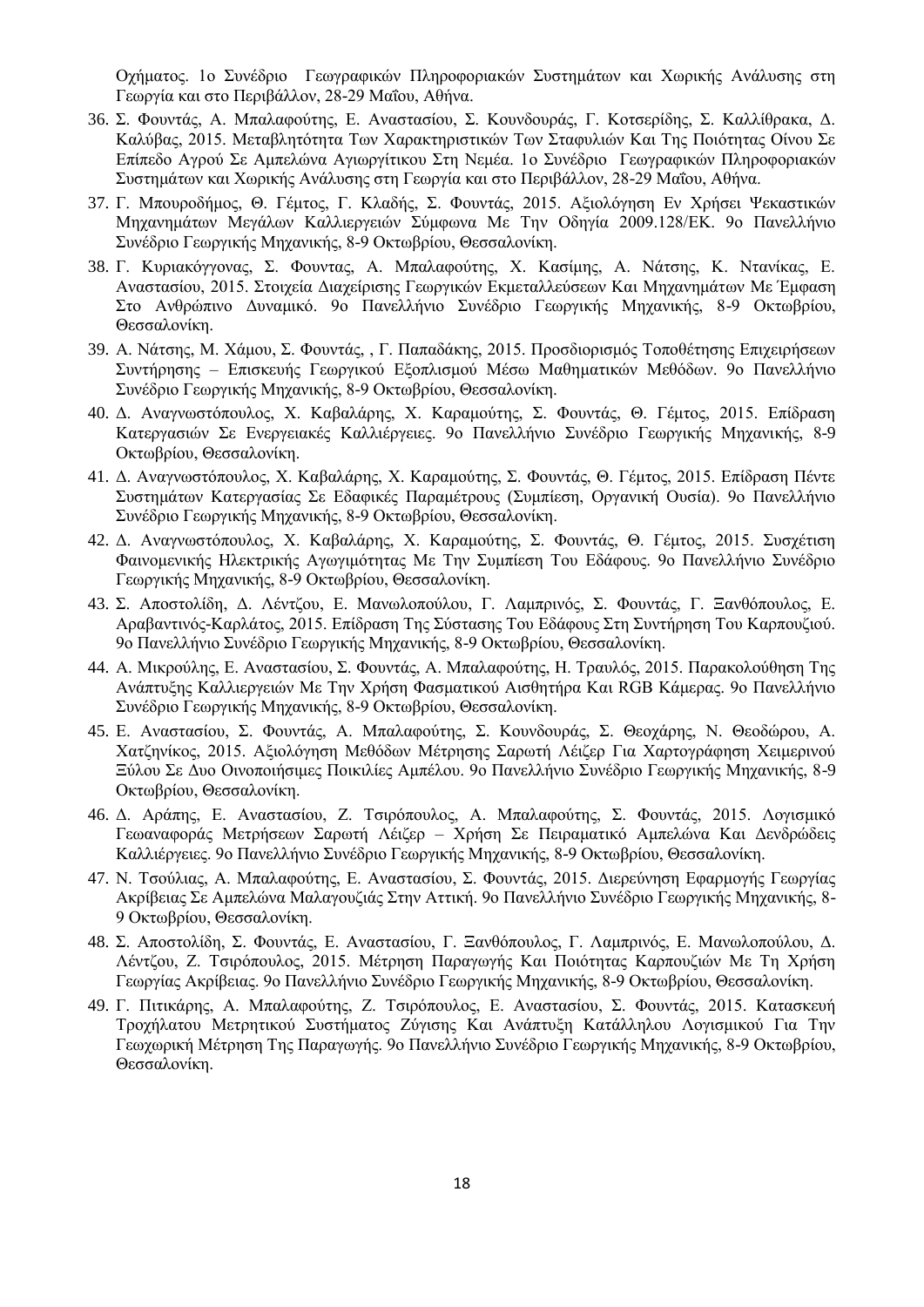Οχήματος. 1ο Συνέδριο Γεωγραφικών Πληροφοριακών Συστημάτων και Χωρικής Ανάλυσης στη Γεωργία και στο Περιβάλλον, 28-29 Μαΐου, Αθήνα.

36. Σ. Φουντάς, Α. Μπαλαφούτης, Ε. Αναστασίου, Σ. Κουνδουράς, Γ. Κοτσερίδης, Σ. Καλλίθρακα, Δ. Καλύβας, 2015. Μεταβλητότητα Των Χαρακτηριστικών Των Σταφυλιών Και Της Ποιότητας Οίνου Σε Επίπεδο Αγρού Σε Αμπελώνα Αγιωργίτικου Στη Νεμέα. 1ο Συνέδριο Γεωγραφικών Πληροφοριακών Συστημάτων και Χωρικής Ανάλυσης στη Γεωργία και στο Περιβάλλον, 28-29 Μαΐου, Αθήνα.
37. Γ. Μπουροδήμος, Θ. Γέμτος, Γ. Κλαδής, Σ. Φουντάς, 2015. Αξιολόγηση Εν Χρήσει Ψεκαστικών Μηχανημάτων Μεγάλων Καλλιεργειών Σύμφωνα Με Την Οδηγία 2009.128/ΕΚ. 9ο Πανελλήνιο Συνέδριο Γεωργικής Μηχανικής, 8-9 Οκτωβρίου, Θεσσαλονίκη.
38. Γ. Κυριακόγγονας, Σ. Φουντας, Α. Μπαλαφούτης, Χ. Κασίμης, Α. Νάτσης, Κ. Ντανίκας, Ε. Αναστασίου, 2015. Στοιχεία Διαχείρισης Γεωργικών Εκμεταλλεύσεων Και Μηχανημάτων Με Έμφαση Στο Ανθρώπινο Δυναμικό. 9ο Πανελλήνιο Συνέδριο Γεωργικής Μηχανικής, 8-9 Οκτωβρίου, Θεσσαλονίκη.
39. Α. Νάτσης, Μ. Χάμου, Σ. Φουντάς, , Γ. Παπαδάκης, 2015. Προσδιορισμός Τοποθέτησης Επιχειρήσεων Συντήρησης – Επισκευής Γεωργικού Εξοπλισμού Μέσω Μαθηματικών Μεθόδων. 9ο Πανελλήνιο Συνέδριο Γεωργικής Μηχανικής, 8-9 Οκτωβρίου, Θεσσαλονίκη.
40. Δ. Αναγνωστόπουλος, Χ. Καβαλάρης, Χ. Καραμούτης, Σ. Φουντάς, Θ. Γέμτος, 2015. Επίδραση Κατεργασιών Σε Ενεργειακές Καλλιέργειες. 9ο Πανελλήνιο Συνέδριο Γεωργικής Μηχανικής, 8-9 Οκτωβρίου, Θεσσαλονίκη.
41. Δ. Αναγνωστόπουλος, Χ. Καβαλάρης, Χ. Καραμούτης, Σ. Φουντάς, Θ. Γέμτος, 2015. Επίδραση Πέντε Συστημάτων Κατεργασίας Σε Εδαφικές Παραμέτρους (Συμπίεση, Οργανική Ουσία). 9ο Πανελλήνιο Συνέδριο Γεωργικής Μηχανικής, 8-9 Οκτωβρίου, Θεσσαλονίκη.
42. Δ. Αναγνωστόπουλος, Χ. Καβαλάρης, Χ. Καραμούτης, Σ. Φουντάς, Θ. Γέμτος, 2015. Συσχέτιση Φαινομενικής Ηλεκτρικής Αγωγιμότητας Με Την Συμπίεση Του Εδάφους. 9ο Πανελλήνιο Συνέδριο Γεωργικής Μηχανικής, 8-9 Οκτωβρίου, Θεσσαλονίκη.
43. Σ. Αποστολίδη, Δ. Λέντζου, Ε. Μανωλοπούλου, Γ. Λαμπρινός, Σ. Φουντάς, Γ. Ξανθόπουλος, Ε. Αραβαντινός-Καρλάτος, 2015. Επίδραση Της Σύστασης Του Εδάφους Στη Συντήρηση Του Καρπουζιού. 9ο Πανελλήνιο Συνέδριο Γεωργικής Μηχανικής, 8-9 Οκτωβρίου, Θεσσαλονίκη.
44. Α. Μικρούλης, Ε. Αναστασίου, Σ. Φουντάς, Α. Μπαλαφούτης, Η. Τραυλός, 2015. Παρακολούθηση Της Ανάπτυξης Καλλιεργειών Με Την Χρήση Φασματικού Αισθητήρα Και RGB Κάμερας. 9ο Πανελλήνιο Συνέδριο Γεωργικής Μηχανικής, 8-9 Οκτωβρίου, Θεσσαλονίκη.
45. Ε. Αναστασίου, Σ. Φουντάς, Α. Μπαλαφούτης, Σ. Κουνδουράς, Σ. Θεοχάρης, Ν. Θεοδώρου, Α. Χατζηνίκος, 2015. Αξιολόγηση Μεθόδων Μέτρησης Σαρωτή Λέιζερ Για Χαρτογράφηση Χειμερινού Ξύλου Σε Δυο Οινοποιήσιμες Ποικιλίες Αμπέλου. 9ο Πανελλήνιο Συνέδριο Γεωργικής Μηχανικής, 8-9 Οκτωβρίου, Θεσσαλονίκη.
46. Δ. Αράπης, Ε. Αναστασίου, Ζ. Τσιρόπουλος, Α. Μπαλαφούτης, Σ. Φουντάς, 2015. Λογισμικό Γεωαναφοράς Μετρήσεων Σαρωτή Λέιζερ – Χρήση Σε Πειραματικό Αμπελώνα Και Δενδρώδεις Καλλιέργειες. 9ο Πανελλήνιο Συνέδριο Γεωργικής Μηχανικής, 8-9 Οκτωβρίου, Θεσσαλονίκη.
47. Ν. Τσούλιας, Α. Μπαλαφούτης, Ε. Αναστασίου, Σ. Φουντάς, 2015. Διερεύνηση Εφαρμογής Γεωργίας Ακρίβειας Σε Αμπελώνα Μαλαγουζιάς Στην Αττική. 9ο Πανελλήνιο Συνέδριο Γεωργικής Μηχανικής, 8-9 Οκτωβρίου, Θεσσαλονίκη.
48. Σ. Αποστολίδη, Σ. Φουντάς, Ε. Αναστασίου, Γ. Ξανθόπουλος, Γ. Λαμπρινός, Ε. Μανωλοπούλου, Δ. Λέντζου, Ζ. Τσιρόπουλος, 2015. Μέτρηση Παραγωγής Και Ποιότητας Καρπουζιών Με Τη Χρήση Γεωργίας Ακρίβειας. 9ο Πανελλήνιο Συνέδριο Γεωργικής Μηχανικής, 8-9 Οκτωβρίου, Θεσσαλονίκη.
49. Γ. Πιτικάρης, Α. Μπαλαφούτης, Ζ. Τσιρόπουλος, Ε. Αναστασίου, Σ. Φουντάς, 2015. Κατασκευή Τροχήλατου Μετρητικού Συστήματος Ζύγισης Και Ανάπτυξη Κατάλληλου Λογισμικού Για Την Γεωχωρική Μέτρηση Της Παραγωγής. 9ο Πανελλήνιο Συνέδριο Γεωργικής Μηχανικής, 8-9 Οκτωβρίου, Θεσσαλονίκη.